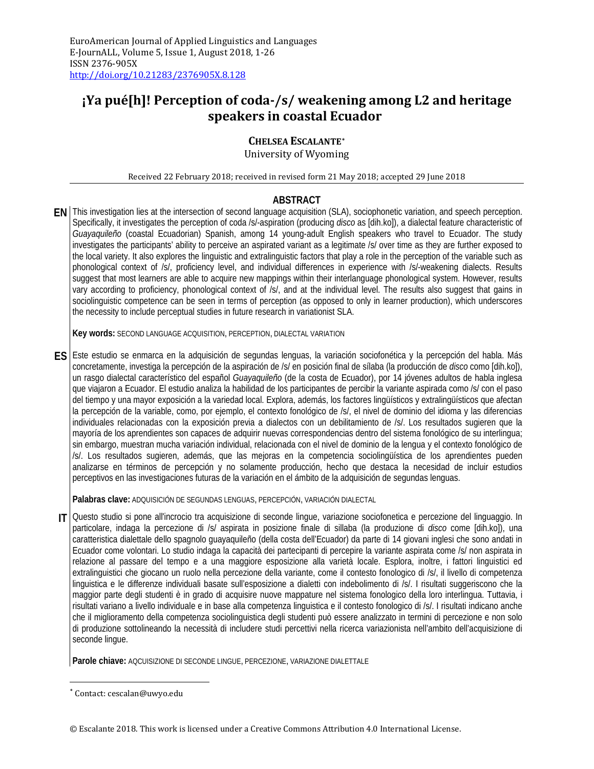EuroAmerican Journal of Applied Linguistics and Languages
E-JournALL, Volume 5, Issue 1, August 2018, 1-26
ISSN 2376-905X
http://doi.org/10.21283/2376905X.8.128

# ¡Ya pué[h]! Perception of coda-/s/ weakening among L2 and heritage speakers in coastal Ecuador

**CHELSEA ESCALANTE**\*
University of Wyoming

Received 22 February 2018; received in revised form 21 May 2018; accepted 29 June 2018

## ABSTRACT

**EN** This investigation lies at the intersection of second language acquisition (SLA), sociophonetic variation, and speech perception. Specifically, it investigates the perception of coda /s/-aspiration (producing *disco* as [dih.ko]), a dialectal feature characteristic of *Guayaquileño* (coastal Ecuadorian) Spanish, among 14 young-adult English speakers who travel to Ecuador. The study investigates the participants' ability to perceive an aspirated variant as a legitimate /s/ over time as they are further exposed to the local variety. It also explores the linguistic and extralinguistic factors that play a role in the perception of the variable such as phonological context of /s/, proficiency level, and individual differences in experience with /s/-weakening dialects. Results suggest that most learners are able to acquire new mappings within their interlanguage phonological system. However, results vary according to proficiency, phonological context of /s/, and at the individual level. The results also suggest that gains in sociolinguistic competence can be seen in terms of perception (as opposed to only in learner production), which underscores the necessity to include perceptual studies in future research in variationist SLA.

**Key words:** SECOND LANGUAGE ACQUISITION, PERCEPTION, DIALECTAL VARIATION

**ES** Este estudio se enmarca en la adquisición de segundas lenguas, la variación sociofonética y la percepción del habla. Más concretamente, investiga la percepción de la aspiración de /s/ en posición final de sílaba (la producción de *disco* como [dih.ko]), un rasgo dialectal característico del español *Guayaquileño* (de la costa de Ecuador), por 14 jóvenes adultos de habla inglesa que viajaron a Ecuador. El estudio analiza la habilidad de los participantes de percibir la variante aspirada como /s/ con el paso del tiempo y una mayor exposición a la variedad local. Explora, además, los factores lingüísticos y extralingüísticos que afectan la percepción de la variable, como, por ejemplo, el contexto fonológico de /s/, el nivel de dominio del idioma y las diferencias individuales relacionadas con la exposición previa a dialectos con un debilitamiento de /s/. Los resultados sugieren que la mayoría de los aprendientes son capaces de adquirir nuevas correspondencias dentro del sistema fonológico de su interlingua; sin embargo, muestran mucha variación individual, relacionada con el nivel de dominio de la lengua y el contexto fonológico de /s/. Los resultados sugieren, además, que las mejoras en la competencia sociolingüística de los aprendientes pueden analizarse en términos de percepción y no solamente producción, hecho que destaca la necesidad de incluir estudios perceptivos en las investigaciones futuras de la variación en el ámbito de la adquisición de segundas lenguas.

**Palabras clave:** ADQUISICIÓN DE SEGUNDAS LENGUAS, PERCEPCIÓN, VARIACIÓN DIALECTAL

**IT** Questo studio si pone all'incrocio tra acquisizione di seconde lingue, variazione sociofonetica e percezione del linguaggio. In particolare, indaga la percezione di /s/ aspirata in posizione finale di sillaba (la produzione di *disco* come [dih.ko]), una caratteristica dialettale dello spagnolo guayaquileño (della costa dell'Ecuador) da parte di 14 giovani inglesi che sono andati in Ecuador come volontari. Lo studio indaga la capacità dei partecipanti di percepire la variante aspirata come /s/ non aspirata in relazione al passare del tempo e a una maggiore esposizione alla varietà locale. Esplora, inoltre, i fattori linguistici ed extralinguistici che giocano un ruolo nella percezione della variante, come il contesto fonologico di /s/, il livello di competenza linguistica e le differenze individuali basate sull'esposizione a dialetti con indebolimento di /s/. I risultati suggeriscono che la maggior parte degli studenti è in grado di acquisire nuove mappature nel sistema fonologico della loro interlingua. Tuttavia, i risultati variano a livello individuale e in base alla competenza linguistica e il contesto fonologico di /s/. I risultati indicano anche che il miglioramento della competenza sociolinguistica degli studenti può essere analizzato in termini di percezione e non solo di produzione sottolineando la necessità di includere studi percettivi nella ricerca variazionista nell'ambito dell'acquisizione di seconde lingue.

**Parole chiave:** AQCUISIZIONE DI SECONDE LINGUE, PERCEZIONE, VARIAZIONE DIALETTALE

\* Contact: cescalan@uwyo.edu

© Escalante 2018. This work is licensed under a Creative Commons Attribution 4.0 International License.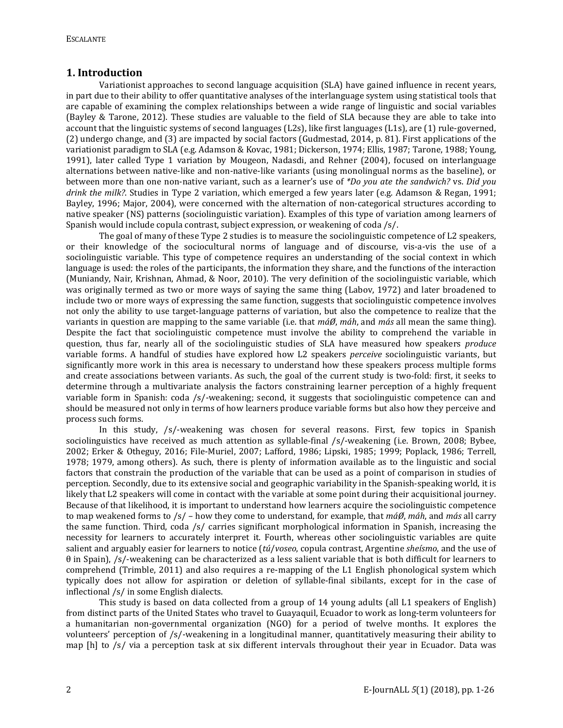## 1. Introduction

Variationist approaches to second language acquisition (SLA) have gained influence in recent years, in part due to their ability to offer quantitative analyses of the interlanguage system using statistical tools that are capable of examining the complex relationships between a wide range of linguistic and social variables (Bayley & Tarone, 2012). These studies are valuable to the field of SLA because they are able to take into account that the linguistic systems of second languages (L2s), like first languages (L1s), are (1) rule-governed, (2) undergo change, and (3) are impacted by social factors (Gudmestad, 2014, p. 81). First applications of the variationist paradigm to SLA (e.g. Adamson & Kovac, 1981; Dickerson, 1974; Ellis, 1987; Tarone, 1988; Young, 1991), later called Type 1 variation by Mougeon, Nadasdi, and Rehner (2004), focused on interlanguage alternations between native-like and non-native-like variants (using monolingual norms as the baseline), or between more than one non-native variant, such as a learner's use of *\*Do you ate the sandwich?* vs. *Did you drink the milk?*. Studies in Type 2 variation, which emerged a few years later (e.g. Adamson & Regan, 1991; Bayley, 1996; Major, 2004), were concerned with the alternation of non-categorical structures according to native speaker (NS) patterns (sociolinguistic variation). Examples of this type of variation among learners of Spanish would include copula contrast, subject expression, or weakening of coda /s/.

The goal of many of these Type 2 studies is to measure the sociolinguistic competence of L2 speakers, or their knowledge of the sociocultural norms of language and of discourse, vis-a-vis the use of a sociolinguistic variable. This type of competence requires an understanding of the social context in which language is used: the roles of the participants, the information they share, and the functions of the interaction (Muniandy, Nair, Krishnan, Ahmad, & Noor, 2010). The very definition of the sociolinguistic variable, which was originally termed as two or more ways of saying the same thing (Labov, 1972) and later broadened to include two or more ways of expressing the same function, suggests that sociolinguistic competence involves not only the ability to use target-language patterns of variation, but also the competence to realize that the variants in question are mapping to the same variable (i.e. that *máØ*, *máh*, and *más* all mean the same thing). Despite the fact that sociolinguistic competence must involve the ability to comprehend the variable in question, thus far, nearly all of the sociolinguistic studies of SLA have measured how speakers *produce* variable forms. A handful of studies have explored how L2 speakers *perceive* sociolinguistic variants, but significantly more work in this area is necessary to understand how these speakers process multiple forms and create associations between variants. As such, the goal of the current study is two-fold: first, it seeks to determine through a multivariate analysis the factors constraining learner perception of a highly frequent variable form in Spanish: coda /s/-weakening; second, it suggests that sociolinguistic competence can and should be measured not only in terms of how learners produce variable forms but also how they perceive and process such forms.

In this study, /s/-weakening was chosen for several reasons. First, few topics in Spanish sociolinguistics have received as much attention as syllable-final /s/-weakening (i.e. Brown, 2008; Bybee, 2002; Erker & Otheguy, 2016; File-Muriel, 2007; Lafford, 1986; Lipski, 1985; 1999; Poplack, 1986; Terrell, 1978; 1979, among others). As such, there is plenty of information available as to the linguistic and social factors that constrain the production of the variable that can be used as a point of comparison in studies of perception. Secondly, due to its extensive social and geographic variability in the Spanish-speaking world, it is likely that L2 speakers will come in contact with the variable at some point during their acquisitional journey. Because of that likelihood, it is important to understand how learners acquire the sociolinguistic competence to map weakened forms to /s/ – how they come to understand, for example, that *máØ*, *máh*, and *más* all carry the same function. Third, coda /s/ carries significant morphological information in Spanish, increasing the necessity for learners to accurately interpret it. Fourth, whereas other sociolinguistic variables are quite salient and arguably easier for learners to notice (*tú*/*voseo*, copula contrast, Argentine *sheísmo*, and the use of θ in Spain), /s/-weakening can be characterized as a less salient variable that is both difficult for learners to comprehend (Trimble, 2011) and also requires a re-mapping of the L1 English phonological system which typically does not allow for aspiration or deletion of syllable-final sibilants, except for in the case of inflectional /s/ in some English dialects.

This study is based on data collected from a group of 14 young adults (all L1 speakers of English) from distinct parts of the United States who travel to Guayaquil, Ecuador to work as long-term volunteers for a humanitarian non-governmental organization (NGO) for a period of twelve months. It explores the volunteers' perception of /s/-weakening in a longitudinal manner, quantitatively measuring their ability to map [h] to /s/ via a perception task at six different intervals throughout their year in Ecuador. Data was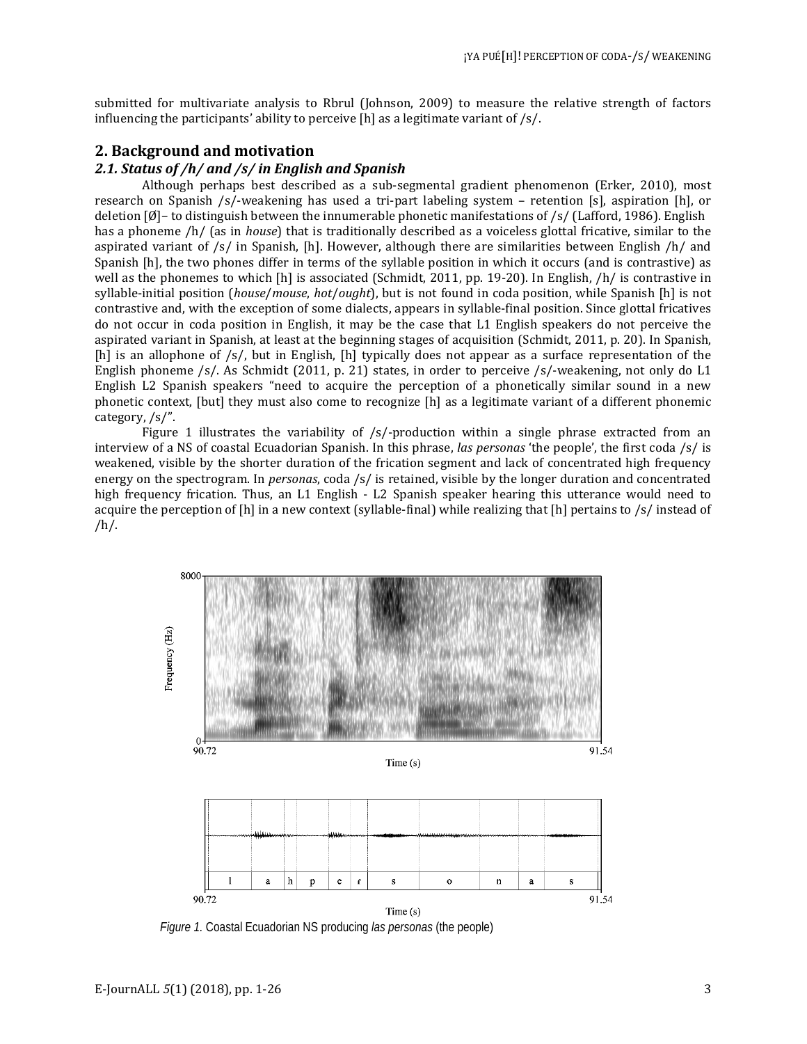submitted for multivariate analysis to Rbrul (Johnson, 2009) to measure the relative strength of factors influencing the participants' ability to perceive [h] as a legitimate variant of /s/.

## 2. Background and motivation

### *2.1. Status of /h/ and /s/ in English and Spanish*

Although perhaps best described as a sub-segmental gradient phenomenon (Erker, 2010), most research on Spanish /s/-weakening has used a tri-part labeling system – retention [s], aspiration [h], or deletion [Ø]– to distinguish between the innumerable phonetic manifestations of /s/ (Lafford, 1986). English has a phoneme /h/ (as in *house*) that is traditionally described as a voiceless glottal fricative, similar to the aspirated variant of /s/ in Spanish, [h]. However, although there are similarities between English /h/ and Spanish [h], the two phones differ in terms of the syllable position in which it occurs (and is contrastive) as well as the phonemes to which [h] is associated (Schmidt, 2011, pp. 19-20). In English, /h/ is contrastive in syllable-initial position (*house*/*mouse*, *hot*/*ought*), but is not found in coda position, while Spanish [h] is not contrastive and, with the exception of some dialects, appears in syllable-final position. Since glottal fricatives do not occur in coda position in English, it may be the case that L1 English speakers do not perceive the aspirated variant in Spanish, at least at the beginning stages of acquisition (Schmidt, 2011, p. 20). In Spanish, [h] is an allophone of /s/, but in English, [h] typically does not appear as a surface representation of the English phoneme /s/. As Schmidt (2011, p. 21) states, in order to perceive /s/-weakening, not only do L1 English L2 Spanish speakers "need to acquire the perception of a phonetically similar sound in a new phonetic context, [but] they must also come to recognize [h] as a legitimate variant of a different phonemic category, /s/".

Figure 1 illustrates the variability of /s/-production within a single phrase extracted from an interview of a NS of coastal Ecuadorian Spanish. In this phrase, *las personas* 'the people', the first coda /s/ is weakened, visible by the shorter duration of the frication segment and lack of concentrated high frequency energy on the spectrogram. In *personas*, coda /s/ is retained, visible by the longer duration and concentrated high frequency frication. Thus, an L1 English - L2 Spanish speaker hearing this utterance would need to acquire the perception of [h] in a new context (syllable-final) while realizing that [h] pertains to /s/ instead of /h/.

*Figure 1.* Coastal Ecuadorian NS producing *las personas* (the people)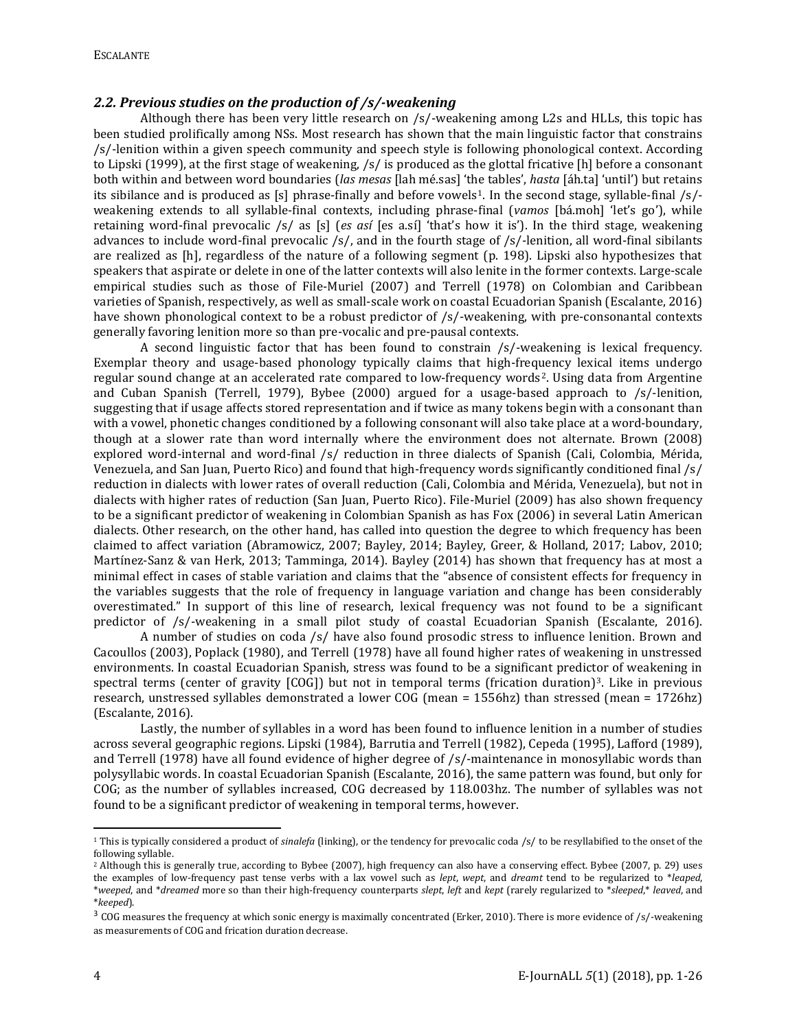### *2.2. Previous studies on the production of /s/-weakening*

Although there has been very little research on /s/-weakening among L2s and HLLs, this topic has been studied prolifically among NSs. Most research has shown that the main linguistic factor that constrains /s/-lenition within a given speech community and speech style is following phonological context. According to Lipski (1999), at the first stage of weakening, /s/ is produced as the glottal fricative [h] before a consonant both within and between word boundaries (*las mesas* [lah mé.sas] 'the tables', *hasta* [áh.ta] 'until') but retains its sibilance and is produced as [s] phrase-finally and before vowels[1]. In the second stage, syllable-final /s/-weakening extends to all syllable-final contexts, including phrase-final (*vamos* [bá.moh] 'let's go'), while retaining word-final prevocalic /s/ as [s] (*es así* [es a.sí] 'that's how it is'). In the third stage, weakening advances to include word-final prevocalic /s/, and in the fourth stage of /s/-lenition, all word-final sibilants are realized as [h], regardless of the nature of a following segment (p. 198). Lipski also hypothesizes that speakers that aspirate or delete in one of the latter contexts will also lenite in the former contexts. Large-scale empirical studies such as those of File-Muriel (2007) and Terrell (1978) on Colombian and Caribbean varieties of Spanish, respectively, as well as small-scale work on coastal Ecuadorian Spanish (Escalante, 2016) have shown phonological context to be a robust predictor of /s/-weakening, with pre-consonantal contexts generally favoring lenition more so than pre-vocalic and pre-pausal contexts.

A second linguistic factor that has been found to constrain /s/-weakening is lexical frequency. Exemplar theory and usage-based phonology typically claims that high-frequency lexical items undergo regular sound change at an accelerated rate compared to low-frequency words[2]. Using data from Argentine and Cuban Spanish (Terrell, 1979), Bybee (2000) argued for a usage-based approach to /s/-lenition, suggesting that if usage affects stored representation and if twice as many tokens begin with a consonant than with a vowel, phonetic changes conditioned by a following consonant will also take place at a word-boundary, though at a slower rate than word internally where the environment does not alternate. Brown (2008) explored word-internal and word-final /s/ reduction in three dialects of Spanish (Cali, Colombia, Mérida, Venezuela, and San Juan, Puerto Rico) and found that high-frequency words significantly conditioned final /s/ reduction in dialects with lower rates of overall reduction (Cali, Colombia and Mérida, Venezuela), but not in dialects with higher rates of reduction (San Juan, Puerto Rico). File-Muriel (2009) has also shown frequency to be a significant predictor of weakening in Colombian Spanish as has Fox (2006) in several Latin American dialects. Other research, on the other hand, has called into question the degree to which frequency has been claimed to affect variation (Abramowicz, 2007; Bayley, 2014; Bayley, Greer, & Holland, 2017; Labov, 2010; Martínez-Sanz & van Herk, 2013; Tamminga, 2014). Bayley (2014) has shown that frequency has at most a minimal effect in cases of stable variation and claims that the "absence of consistent effects for frequency in the variables suggests that the role of frequency in language variation and change has been considerably overestimated." In support of this line of research, lexical frequency was not found to be a significant predictor of /s/-weakening in a small pilot study of coastal Ecuadorian Spanish (Escalante, 2016).

A number of studies on coda /s/ have also found prosodic stress to influence lenition. Brown and Cacoullos (2003), Poplack (1980), and Terrell (1978) have all found higher rates of weakening in unstressed environments. In coastal Ecuadorian Spanish, stress was found to be a significant predictor of weakening in spectral terms (center of gravity [COG]) but not in temporal terms (frication duration)[3]. Like in previous research, unstressed syllables demonstrated a lower COG (mean = 1556hz) than stressed (mean = 1726hz) (Escalante, 2016).

Lastly, the number of syllables in a word has been found to influence lenition in a number of studies across several geographic regions. Lipski (1984), Barrutia and Terrell (1982), Cepeda (1995), Lafford (1989), and Terrell (1978) have all found evidence of higher degree of /s/-maintenance in monosyllabic words than polysyllabic words. In coastal Ecuadorian Spanish (Escalante, 2016), the same pattern was found, but only for COG; as the number of syllables increased, COG decreased by 118.003hz. The number of syllables was not found to be a significant predictor of weakening in temporal terms, however.

---

[1] This is typically considered a product of *sinalefa* (linking), or the tendency for prevocalic coda /s/ to be resyllabified to the onset of the following syllable.

[2] Although this is generally true, according to Bybee (2007), high frequency can also have a conserving effect. Bybee (2007, p. 29) uses the examples of low-frequency past tense verbs with a lax vowel such as *lept*, *wept*, and *dreamt* tend to be regularized to \**leaped*, \**weeped*, and \**dreamed* more so than their high-frequency counterparts *slept*, *left* and *kept* (rarely regularized to \**sleeped*,\* *leaved*, and \**keeped*).

[3] COG measures the frequency at which sonic energy is maximally concentrated (Erker, 2010). There is more evidence of /s/-weakening as measurements of COG and frication duration decrease.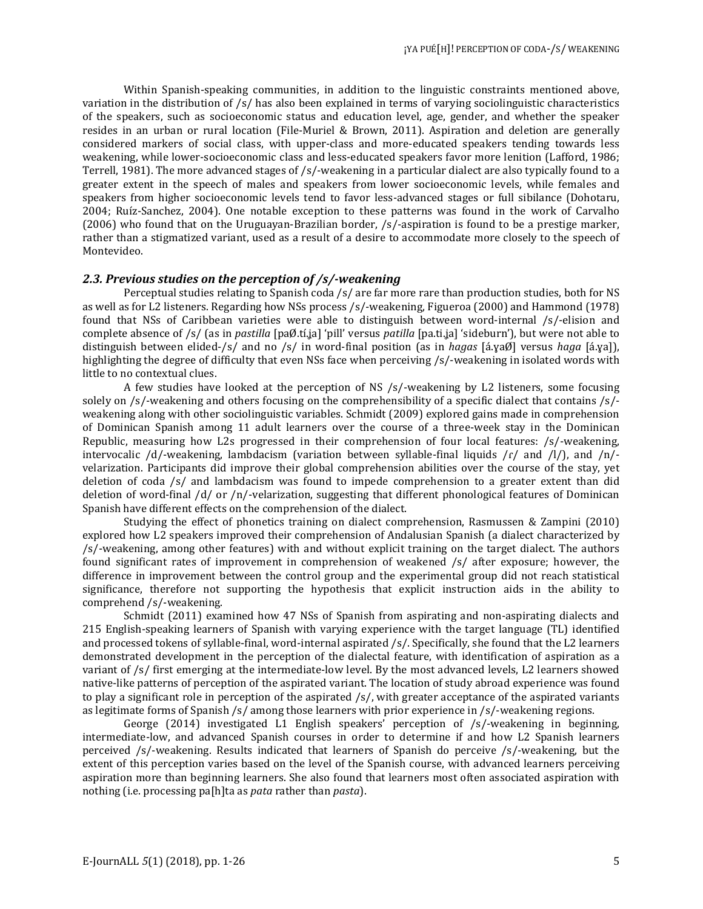Within Spanish-speaking communities, in addition to the linguistic constraints mentioned above, variation in the distribution of /s/ has also been explained in terms of varying sociolinguistic characteristics of the speakers, such as socioeconomic status and education level, age, gender, and whether the speaker resides in an urban or rural location (File-Muriel & Brown, 2011). Aspiration and deletion are generally considered markers of social class, with upper-class and more-educated speakers tending towards less weakening, while lower-socioeconomic class and less-educated speakers favor more lenition (Lafford, 1986; Terrell, 1981). The more advanced stages of /s/-weakening in a particular dialect are also typically found to a greater extent in the speech of males and speakers from lower socioeconomic levels, while females and speakers from higher socioeconomic levels tend to favor less-advanced stages or full sibilance (Dohotaru, 2004; Ruíz-Sanchez, 2004). One notable exception to these patterns was found in the work of Carvalho (2006) who found that on the Uruguayan-Brazilian border, /s/-aspiration is found to be a prestige marker, rather than a stigmatized variant, used as a result of a desire to accommodate more closely to the speech of Montevideo.

### *2.3. Previous studies on the perception of /s/-weakening*

Perceptual studies relating to Spanish coda /s/ are far more rare than production studies, both for NS as well as for L2 listeners. Regarding how NSs process /s/-weakening, Figueroa (2000) and Hammond (1978) found that NSs of Caribbean varieties were able to distinguish between word-internal /s/-elision and complete absence of /s/ (as in *pastilla* [paØ.tí.ʝa] 'pill' versus *patilla* [pa.ti.ʝa] 'sideburn'), but were not able to distinguish between elided-/s/ and no /s/ in word-final position (as in *hagas* [á.ɣaØ] versus *haga* [á.ɣa]), highlighting the degree of difficulty that even NSs face when perceiving /s/-weakening in isolated words with little to no contextual clues.

A few studies have looked at the perception of NS /s/-weakening by L2 listeners, some focusing solely on /s/-weakening and others focusing on the comprehensibility of a specific dialect that contains /s/-weakening along with other sociolinguistic variables. Schmidt (2009) explored gains made in comprehension of Dominican Spanish among 11 adult learners over the course of a three-week stay in the Dominican Republic, measuring how L2s progressed in their comprehension of four local features: /s/-weakening, intervocalic /d/-weakening, lambdacism (variation between syllable-final liquids /ɾ/ and /l/), and /n/-velarization. Participants did improve their global comprehension abilities over the course of the stay, yet deletion of coda /s/ and lambdacism was found to impede comprehension to a greater extent than did deletion of word-final /d/ or /n/-velarization, suggesting that different phonological features of Dominican Spanish have different effects on the comprehension of the dialect.

Studying the effect of phonetics training on dialect comprehension, Rasmussen & Zampini (2010) explored how L2 speakers improved their comprehension of Andalusian Spanish (a dialect characterized by /s/-weakening, among other features) with and without explicit training on the target dialect. The authors found significant rates of improvement in comprehension of weakened /s/ after exposure; however, the difference in improvement between the control group and the experimental group did not reach statistical significance, therefore not supporting the hypothesis that explicit instruction aids in the ability to comprehend /s/-weakening.

Schmidt (2011) examined how 47 NSs of Spanish from aspirating and non-aspirating dialects and 215 English-speaking learners of Spanish with varying experience with the target language (TL) identified and processed tokens of syllable-final, word-internal aspirated /s/. Specifically, she found that the L2 learners demonstrated development in the perception of the dialectal feature, with identification of aspiration as a variant of /s/ first emerging at the intermediate-low level. By the most advanced levels, L2 learners showed native-like patterns of perception of the aspirated variant. The location of study abroad experience was found to play a significant role in perception of the aspirated /s/, with greater acceptance of the aspirated variants as legitimate forms of Spanish /s/ among those learners with prior experience in /s/-weakening regions.

George (2014) investigated L1 English speakers' perception of /s/-weakening in beginning, intermediate-low, and advanced Spanish courses in order to determine if and how L2 Spanish learners perceived /s/-weakening. Results indicated that learners of Spanish do perceive /s/-weakening, but the extent of this perception varies based on the level of the Spanish course, with advanced learners perceiving aspiration more than beginning learners. She also found that learners most often associated aspiration with nothing (i.e. processing pa[h]ta as *pata* rather than *pasta*).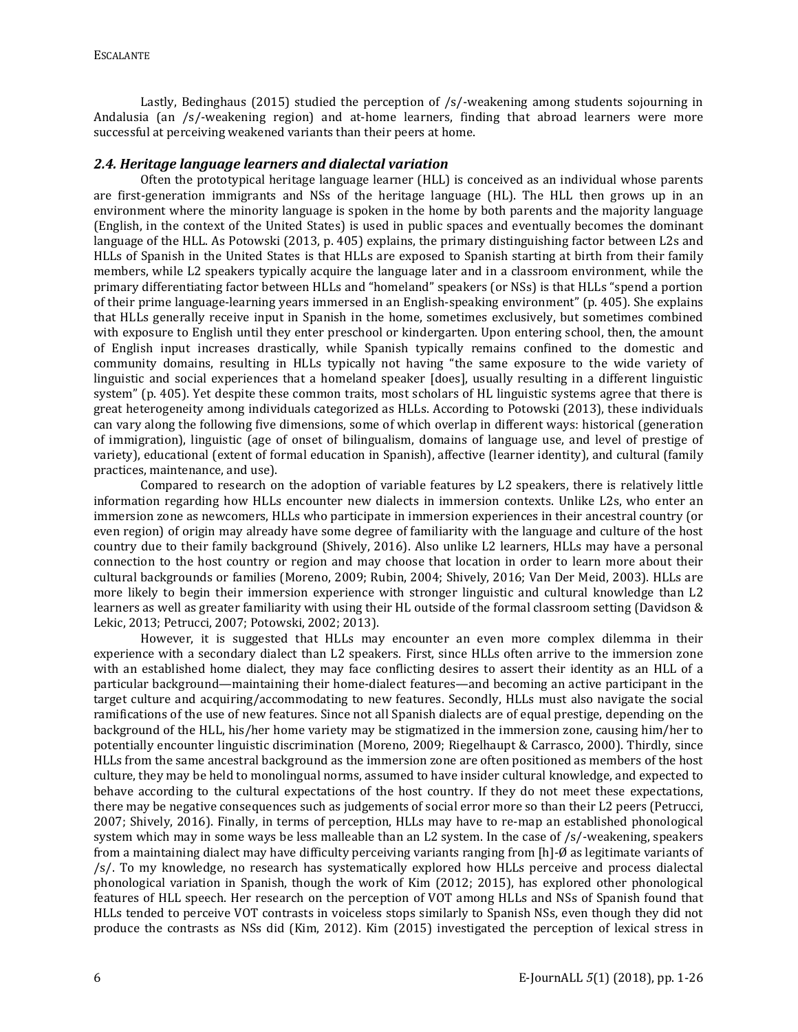Lastly, Bedinghaus (2015) studied the perception of /s/-weakening among students sojourning in Andalusia (an /s/-weakening region) and at-home learners, finding that abroad learners were more successful at perceiving weakened variants than their peers at home.

### *2.4. Heritage language learners and dialectal variation*

Often the prototypical heritage language learner (HLL) is conceived as an individual whose parents are first-generation immigrants and NSs of the heritage language (HL). The HLL then grows up in an environment where the minority language is spoken in the home by both parents and the majority language (English, in the context of the United States) is used in public spaces and eventually becomes the dominant language of the HLL. As Potowski (2013, p. 405) explains, the primary distinguishing factor between L2s and HLLs of Spanish in the United States is that HLLs are exposed to Spanish starting at birth from their family members, while L2 speakers typically acquire the language later and in a classroom environment, while the primary differentiating factor between HLLs and "homeland" speakers (or NSs) is that HLLs "spend a portion of their prime language-learning years immersed in an English-speaking environment" (p. 405). She explains that HLLs generally receive input in Spanish in the home, sometimes exclusively, but sometimes combined with exposure to English until they enter preschool or kindergarten. Upon entering school, then, the amount of English input increases drastically, while Spanish typically remains confined to the domestic and community domains, resulting in HLLs typically not having "the same exposure to the wide variety of linguistic and social experiences that a homeland speaker [does], usually resulting in a different linguistic system" (p. 405). Yet despite these common traits, most scholars of HL linguistic systems agree that there is great heterogeneity among individuals categorized as HLLs. According to Potowski (2013), these individuals can vary along the following five dimensions, some of which overlap in different ways: historical (generation of immigration), linguistic (age of onset of bilingualism, domains of language use, and level of prestige of variety), educational (extent of formal education in Spanish), affective (learner identity), and cultural (family practices, maintenance, and use).

Compared to research on the adoption of variable features by L2 speakers, there is relatively little information regarding how HLLs encounter new dialects in immersion contexts. Unlike L2s, who enter an immersion zone as newcomers, HLLs who participate in immersion experiences in their ancestral country (or even region) of origin may already have some degree of familiarity with the language and culture of the host country due to their family background (Shively, 2016). Also unlike L2 learners, HLLs may have a personal connection to the host country or region and may choose that location in order to learn more about their cultural backgrounds or families (Moreno, 2009; Rubin, 2004; Shively, 2016; Van Der Meid, 2003). HLLs are more likely to begin their immersion experience with stronger linguistic and cultural knowledge than L2 learners as well as greater familiarity with using their HL outside of the formal classroom setting (Davidson & Lekic, 2013; Petrucci, 2007; Potowski, 2002; 2013).

However, it is suggested that HLLs may encounter an even more complex dilemma in their experience with a secondary dialect than L2 speakers. First, since HLLs often arrive to the immersion zone with an established home dialect, they may face conflicting desires to assert their identity as an HLL of a particular background—maintaining their home-dialect features—and becoming an active participant in the target culture and acquiring/accommodating to new features. Secondly, HLLs must also navigate the social ramifications of the use of new features. Since not all Spanish dialects are of equal prestige, depending on the background of the HLL, his/her home variety may be stigmatized in the immersion zone, causing him/her to potentially encounter linguistic discrimination (Moreno, 2009; Riegelhaupt & Carrasco, 2000). Thirdly, since HLLs from the same ancestral background as the immersion zone are often positioned as members of the host culture, they may be held to monolingual norms, assumed to have insider cultural knowledge, and expected to behave according to the cultural expectations of the host country. If they do not meet these expectations, there may be negative consequences such as judgements of social error more so than their L2 peers (Petrucci, 2007; Shively, 2016). Finally, in terms of perception, HLLs may have to re-map an established phonological system which may in some ways be less malleable than an L2 system. In the case of /s/-weakening, speakers from a maintaining dialect may have difficulty perceiving variants ranging from [h]-Ø as legitimate variants of /s/. To my knowledge, no research has systematically explored how HLLs perceive and process dialectal phonological variation in Spanish, though the work of Kim (2012; 2015), has explored other phonological features of HLL speech. Her research on the perception of VOT among HLLs and NSs of Spanish found that HLLs tended to perceive VOT contrasts in voiceless stops similarly to Spanish NSs, even though they did not produce the contrasts as NSs did (Kim, 2012). Kim (2015) investigated the perception of lexical stress in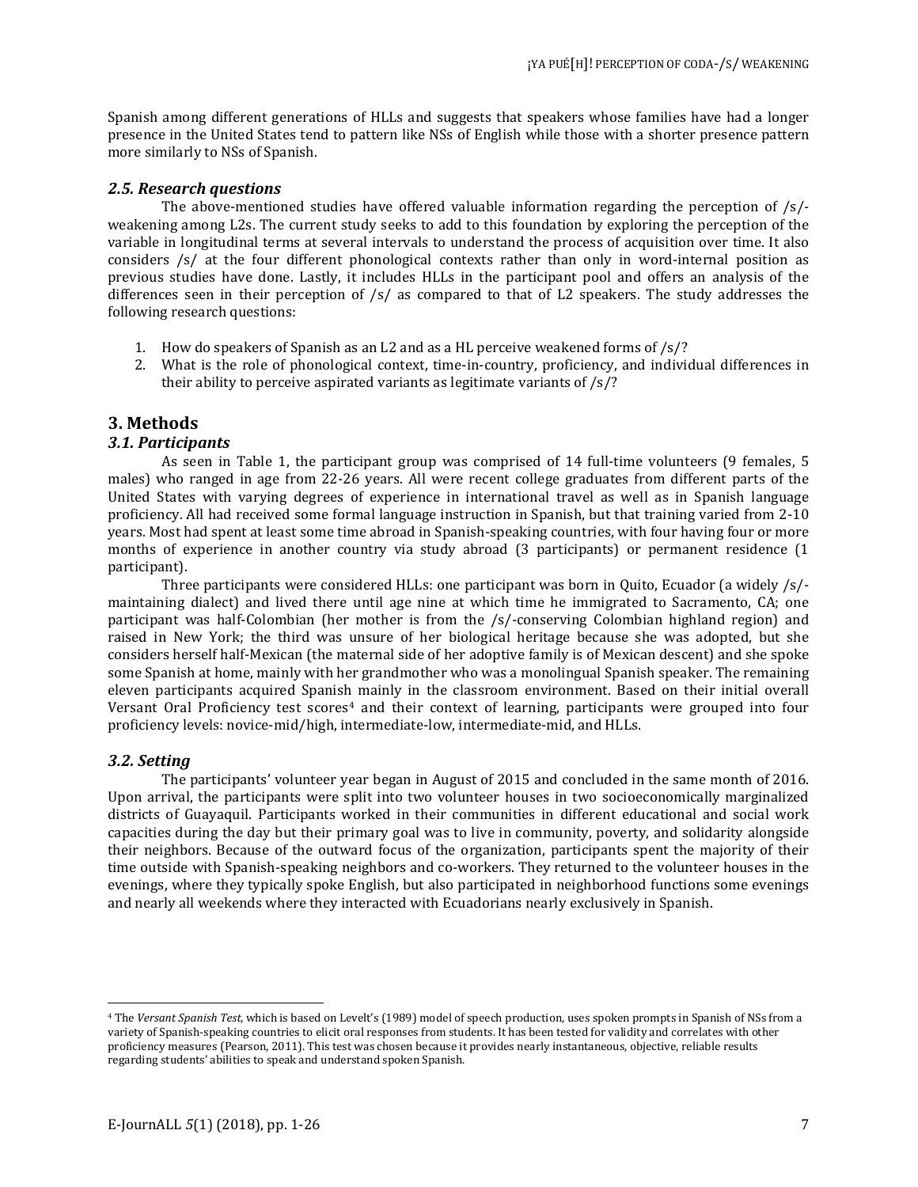Spanish among different generations of HLLs and suggests that speakers whose families have had a longer presence in the United States tend to pattern like NSs of English while those with a shorter presence pattern more similarly to NSs of Spanish.

### *2.5. Research questions*

The above-mentioned studies have offered valuable information regarding the perception of /s/-weakening among L2s. The current study seeks to add to this foundation by exploring the perception of the variable in longitudinal terms at several intervals to understand the process of acquisition over time. It also considers /s/ at the four different phonological contexts rather than only in word-internal position as previous studies have done. Lastly, it includes HLLs in the participant pool and offers an analysis of the differences seen in their perception of /s/ as compared to that of L2 speakers. The study addresses the following research questions:

1. How do speakers of Spanish as an L2 and as a HL perceive weakened forms of /s/?
2. What is the role of phonological context, time-in-country, proficiency, and individual differences in their ability to perceive aspirated variants as legitimate variants of /s/?

## 3. Methods

### *3.1. Participants*

As seen in Table 1, the participant group was comprised of 14 full-time volunteers (9 females, 5 males) who ranged in age from 22-26 years. All were recent college graduates from different parts of the United States with varying degrees of experience in international travel as well as in Spanish language proficiency. All had received some formal language instruction in Spanish, but that training varied from 2-10 years. Most had spent at least some time abroad in Spanish-speaking countries, with four having four or more months of experience in another country via study abroad (3 participants) or permanent residence (1 participant).

Three participants were considered HLLs: one participant was born in Quito, Ecuador (a widely /s/-maintaining dialect) and lived there until age nine at which time he immigrated to Sacramento, CA; one participant was half-Colombian (her mother is from the /s/-conserving Colombian highland region) and raised in New York; the third was unsure of her biological heritage because she was adopted, but she considers herself half-Mexican (the maternal side of her adoptive family is of Mexican descent) and she spoke some Spanish at home, mainly with her grandmother who was a monolingual Spanish speaker. The remaining eleven participants acquired Spanish mainly in the classroom environment. Based on their initial overall Versant Oral Proficiency test scores[4] and their context of learning, participants were grouped into four proficiency levels: novice-mid/high, intermediate-low, intermediate-mid, and HLLs.

### *3.2. Setting*

The participants' volunteer year began in August of 2015 and concluded in the same month of 2016. Upon arrival, the participants were split into two volunteer houses in two socioeconomically marginalized districts of Guayaquil. Participants worked in their communities in different educational and social work capacities during the day but their primary goal was to live in community, poverty, and solidarity alongside their neighbors. Because of the outward focus of the organization, participants spent the majority of their time outside with Spanish-speaking neighbors and co-workers. They returned to the volunteer houses in the evenings, where they typically spoke English, but also participated in neighborhood functions some evenings and nearly all weekends where they interacted with Ecuadorians nearly exclusively in Spanish.

---

[4] The *Versant Spanish Test*, which is based on Levelt's (1989) model of speech production, uses spoken prompts in Spanish of NSs from a variety of Spanish-speaking countries to elicit oral responses from students. It has been tested for validity and correlates with other proficiency measures (Pearson, 2011). This test was chosen because it provides nearly instantaneous, objective, reliable results regarding students' abilities to speak and understand spoken Spanish.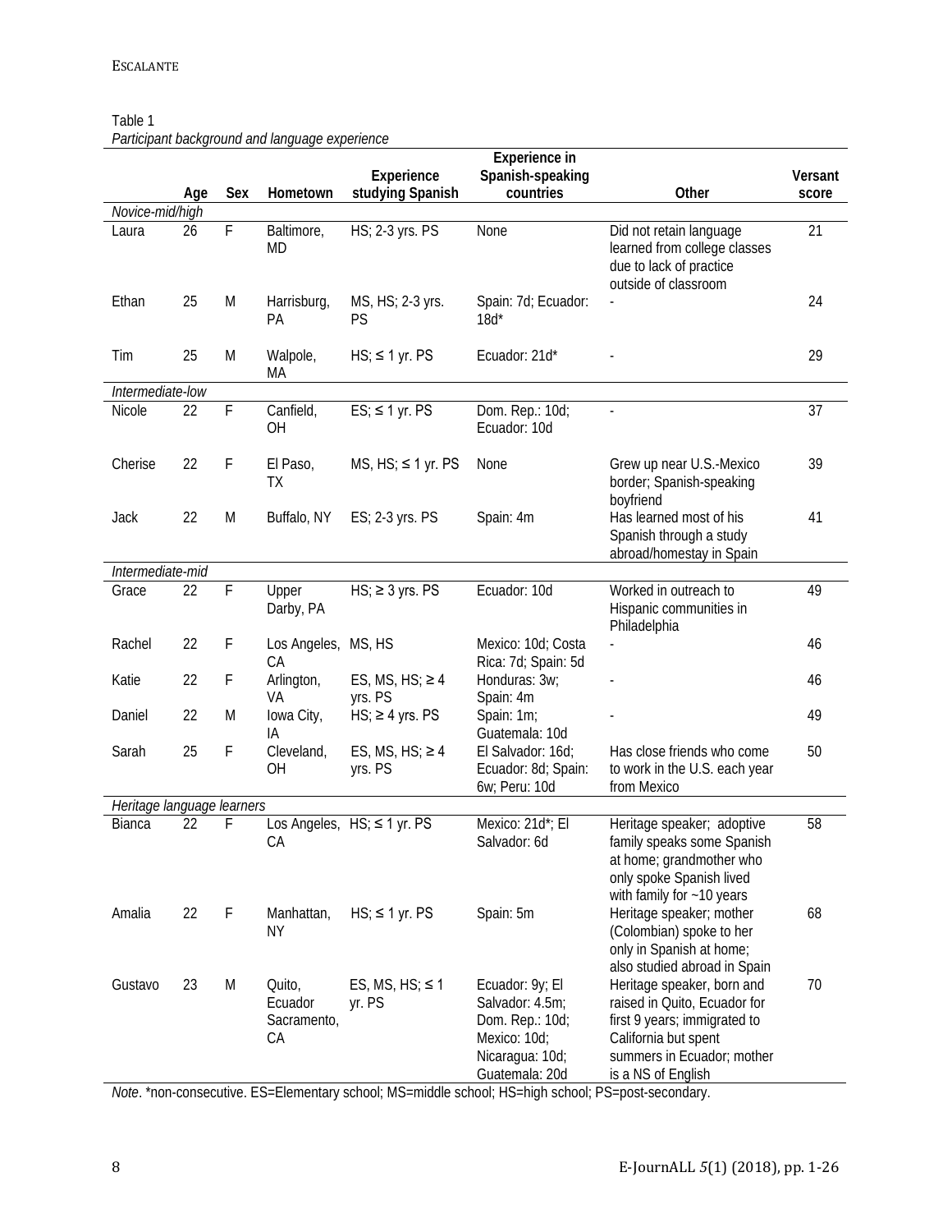Table 1
*Participant background and language experience*

| | Age | Sex | Hometown | Experience studying Spanish | Experience in Spanish-speaking countries | Other | Versant score |
|---|---|---|---|---|---|---|---|
| *Novice-mid/high* | | | | | | | |
| Laura | 26 | F | Baltimore, MD | HS; 2-3 yrs. PS | None | Did not retain language learned from college classes due to lack of practice outside of classroom | 21 |
| Ethan | 25 | M | Harrisburg, PA | MS, HS; 2-3 yrs. PS | Spain: 7d; Ecuador: 18d* | - | 24 |
| Tim | 25 | M | Walpole, MA | HS; ≤ 1 yr. PS | Ecuador: 21d* | - | 29 |
| *Intermediate-low* | | | | | | | |
| Nicole | 22 | F | Canfield, OH | ES; ≤ 1 yr. PS | Dom. Rep.: 10d; Ecuador: 10d | - | 37 |
| Cherise | 22 | F | El Paso, TX | MS, HS; ≤ 1 yr. PS | None | Grew up near U.S.-Mexico border; Spanish-speaking boyfriend | 39 |
| Jack | 22 | M | Buffalo, NY | ES; 2-3 yrs. PS | Spain: 4m | Has learned most of his Spanish through a study abroad/homestay in Spain | 41 |
| *Intermediate-mid* | | | | | | | |
| Grace | 22 | F | Upper Darby, PA | HS; ≥ 3 yrs. PS | Ecuador: 10d | Worked in outreach to Hispanic communities in Philadelphia | 49 |
| Rachel | 22 | F | Los Angeles, CA | MS, HS | Mexico: 10d; Costa Rica: 7d; Spain: 5d | - | 46 |
| Katie | 22 | F | Arlington, VA | ES, MS, HS; ≥ 4 yrs. PS | Honduras: 3w; Spain: 4m | - | 46 |
| Daniel | 22 | M | Iowa City, IA | HS; ≥ 4 yrs. PS | Spain: 1m; Guatemala: 10d | - | 49 |
| Sarah | 25 | F | Cleveland, OH | ES, MS, HS; ≥ 4 yrs. PS | El Salvador: 16d; Ecuador: 8d; Spain: 6w; Peru: 10d | Has close friends who come to work in the U.S. each year from Mexico | 50 |
| *Heritage language learners* | | | | | | | |
| Bianca | 22 | F | Los Angeles, CA | HS; ≤ 1 yr. PS | Mexico: 21d*; El Salvador: 6d | Heritage speaker; adoptive family speaks some Spanish at home; grandmother who only spoke Spanish lived with family for ~10 years | 58 |
| Amalia | 22 | F | Manhattan, NY | HS; ≤ 1 yr. PS | Spain: 5m | Heritage speaker; mother (Colombian) spoke to her only in Spanish at home; also studied abroad in Spain | 68 |
| Gustavo | 23 | M | Quito, Ecuador Sacramento, CA | ES, MS, HS; ≤ 1 yr. PS | Ecuador: 9y; El Salvador: 4.5m; Dom. Rep.: 10d; Mexico: 10d; Nicaragua: 10d; Guatemala: 20d | Heritage speaker, born and raised in Quito, Ecuador for first 9 years; immigrated to California but spent summers in Ecuador; mother is a NS of English | 70 |

*Note*. *non-consecutive. ES=Elementary school; MS=middle school; HS=high school; PS=post-secondary.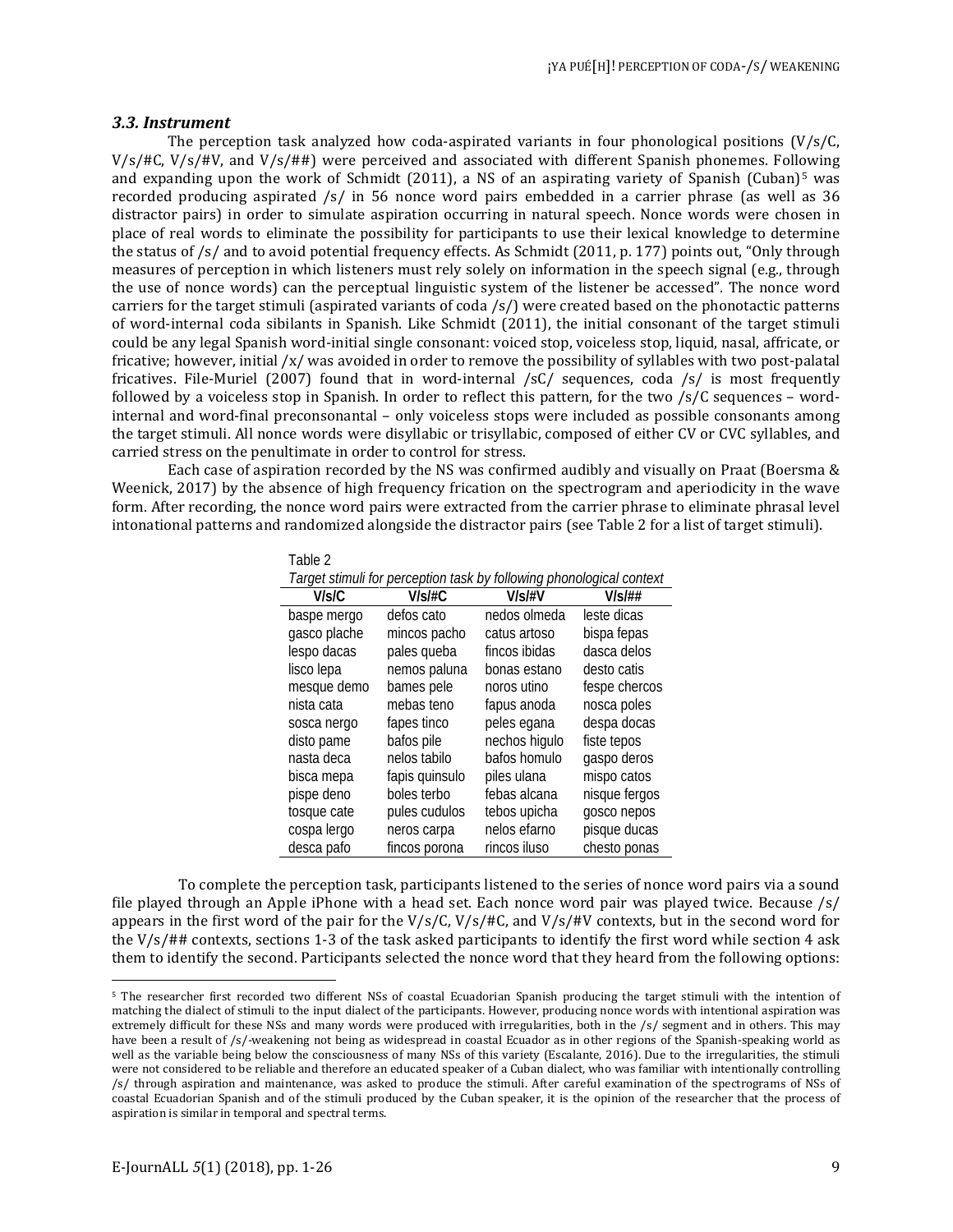### *3.3. Instrument*

The perception task analyzed how coda-aspirated variants in four phonological positions (V/s/C, V/s/#C, V/s/#V, and V/s/##) were perceived and associated with different Spanish phonemes. Following and expanding upon the work of Schmidt (2011), a NS of an aspirating variety of Spanish (Cuban)[5] was recorded producing aspirated /s/ in 56 nonce word pairs embedded in a carrier phrase (as well as 36 distractor pairs) in order to simulate aspiration occurring in natural speech. Nonce words were chosen in place of real words to eliminate the possibility for participants to use their lexical knowledge to determine the status of /s/ and to avoid potential frequency effects. As Schmidt (2011, p. 177) points out, "Only through measures of perception in which listeners must rely solely on information in the speech signal (e.g., through the use of nonce words) can the perceptual linguistic system of the listener be accessed". The nonce word carriers for the target stimuli (aspirated variants of coda /s/) were created based on the phonotactic patterns of word-internal coda sibilants in Spanish. Like Schmidt (2011), the initial consonant of the target stimuli could be any legal Spanish word-initial single consonant: voiced stop, voiceless stop, liquid, nasal, affricate, or fricative; however, initial /x/ was avoided in order to remove the possibility of syllables with two post-palatal fricatives. File-Muriel (2007) found that in word-internal /sC/ sequences, coda /s/ is most frequently followed by a voiceless stop in Spanish. In order to reflect this pattern, for the two /s/C sequences – word-internal and word-final preconsonantal – only voiceless stops were included as possible consonants among the target stimuli. All nonce words were disyllabic or trisyllabic, composed of either CV or CVC syllables, and carried stress on the penultimate in order to control for stress.

Each case of aspiration recorded by the NS was confirmed audibly and visually on Praat (Boersma & Weenick, 2017) by the absence of high frequency frication on the spectrogram and aperiodicity in the wave form. After recording, the nonce word pairs were extracted from the carrier phrase to eliminate phrasal level intonational patterns and randomized alongside the distractor pairs (see Table 2 for a list of target stimuli).

Table 2
*Target stimuli for perception task by following phonological context*

| V/s/C | V/s/#C | V/s/#V | V/s/## |
|---|---|---|---|
| baspe mergo | defos cato | nedos olmeda | leste dicas |
| gasco plache | mincos pacho | catus artoso | bispa fepas |
| lespo dacas | pales queba | fincos ibidas | dasca delos |
| lisco lepa | nemos paluna | bonas estano | desto catis |
| mesque demo | bames pele | noros utino | fespe chercos |
| nista cata | mebas teno | fapus anoda | nosca poles |
| sosca nergo | fapes tinco | peles egana | despa docas |
| disto pame | bafos pile | nechos higulo | fiste tepos |
| nasta deca | nelos tabilo | bafos homulo | gaspo deros |
| bisca mepa | fapis quinsulo | piles ulana | mispo catos |
| pispe deno | boles terbo | febas alcana | nisque fergos |
| tosque cate | pules cudulos | tebos upicha | gosco nepos |
| cospa lergo | neros carpa | nelos efarno | pisque ducas |
| desca pafo | fincos porona | rincos iluso | chesto ponas |

To complete the perception task, participants listened to the series of nonce word pairs via a sound file played through an Apple iPhone with a head set. Each nonce word pair was played twice. Because /s/ appears in the first word of the pair for the V/s/C, V/s/#C, and V/s/#V contexts, but in the second word for the V/s/## contexts, sections 1-3 of the task asked participants to identify the first word while section 4 ask them to identify the second. Participants selected the nonce word that they heard from the following options:

[5] The researcher first recorded two different NSs of coastal Ecuadorian Spanish producing the target stimuli with the intention of matching the dialect of stimuli to the input dialect of the participants. However, producing nonce words with intentional aspiration was extremely difficult for these NSs and many words were produced with irregularities, both in the /s/ segment and in others. This may have been a result of /s/-weakening not being as widespread in coastal Ecuador as in other regions of the Spanish-speaking world as well as the variable being below the consciousness of many NSs of this variety (Escalante, 2016). Due to the irregularities, the stimuli were not considered to be reliable and therefore an educated speaker of a Cuban dialect, who was familiar with intentionally controlling /s/ through aspiration and maintenance, was asked to produce the stimuli. After careful examination of the spectrograms of NSs of coastal Ecuadorian Spanish and of the stimuli produced by the Cuban speaker, it is the opinion of the researcher that the process of aspiration is similar in temporal and spectral terms.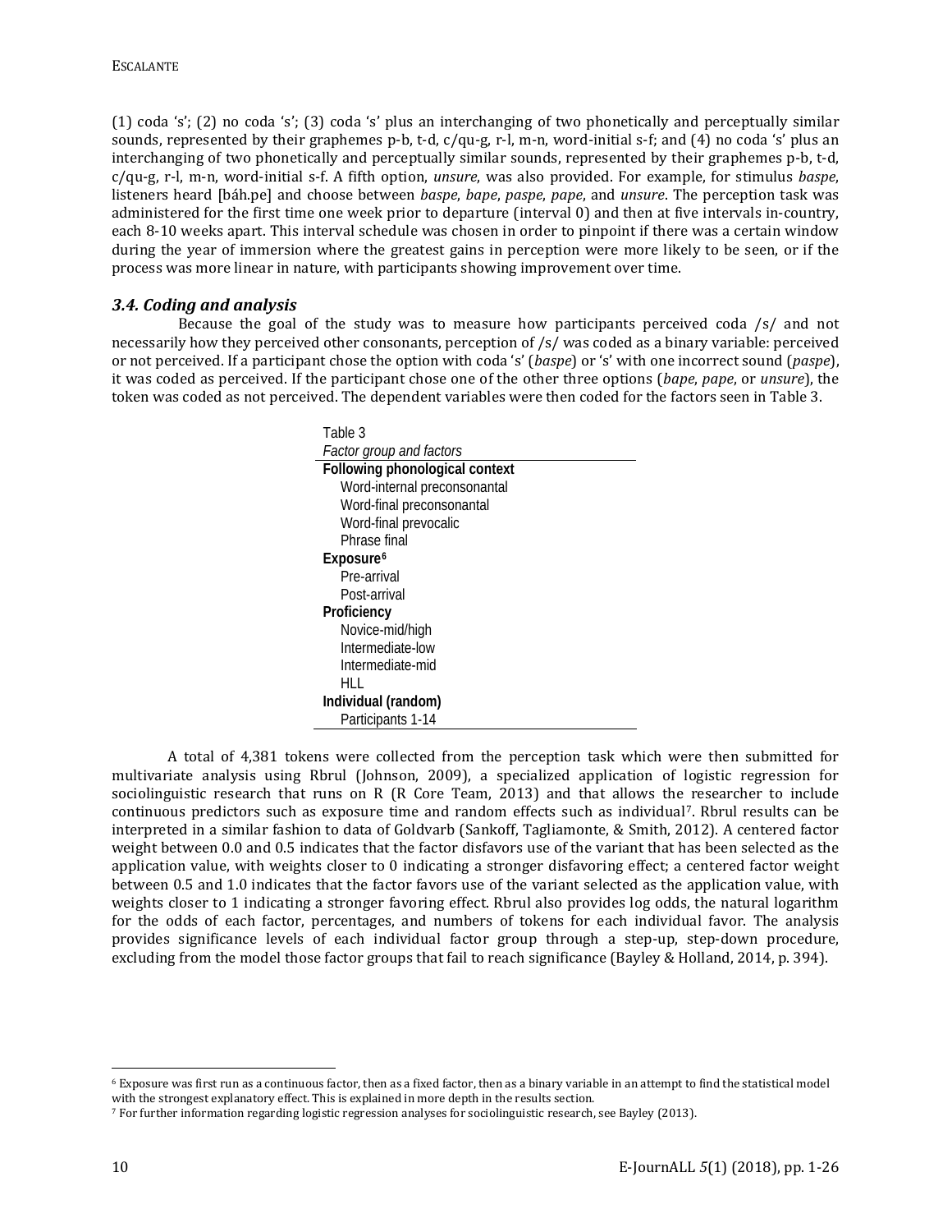(1) coda 's'; (2) no coda 's'; (3) coda 's' plus an interchanging of two phonetically and perceptually similar sounds, represented by their graphemes p-b, t-d, c/qu-g, r-l, m-n, word-initial s-f; and (4) no coda 's' plus an interchanging of two phonetically and perceptually similar sounds, represented by their graphemes p-b, t-d, c/qu-g, r-l, m-n, word-initial s-f. A fifth option, *unsure*, was also provided. For example, for stimulus *baspe*, listeners heard [báh.pe] and choose between *baspe*, *bape*, *paspe*, *pape*, and *unsure*. The perception task was administered for the first time one week prior to departure (interval 0) and then at five intervals in-country, each 8-10 weeks apart. This interval schedule was chosen in order to pinpoint if there was a certain window during the year of immersion where the greatest gains in perception were more likely to be seen, or if the process was more linear in nature, with participants showing improvement over time.

### *3.4. Coding and analysis*

Because the goal of the study was to measure how participants perceived coda /s/ and not necessarily how they perceived other consonants, perception of /s/ was coded as a binary variable: perceived or not perceived. If a participant chose the option with coda 's' (*baspe*) or 's' with one incorrect sound (*paspe*), it was coded as perceived. If the participant chose one of the other three options (*bape*, *pape*, or *unsure*), the token was coded as not perceived. The dependent variables were then coded for the factors seen in Table 3.

Table 3
*Factor group and factors*

| |
|---|
| **Following phonological context** |
| Word-internal preconsonantal |
| Word-final preconsonantal |
| Word-final prevocalic |
| Phrase final |
| **Exposure**[6] |
| Pre-arrival |
| Post-arrival |
| **Proficiency** |
| Novice-mid/high |
| Intermediate-low |
| Intermediate-mid |
| HLL |
| **Individual (random)** |
| Participants 1-14 |

A total of 4,381 tokens were collected from the perception task which were then submitted for multivariate analysis using Rbrul (Johnson, 2009), a specialized application of logistic regression for sociolinguistic research that runs on R (R Core Team, 2013) and that allows the researcher to include continuous predictors such as exposure time and random effects such as individual[7]. Rbrul results can be interpreted in a similar fashion to data of Goldvarb (Sankoff, Tagliamonte, & Smith, 2012). A centered factor weight between 0.0 and 0.5 indicates that the factor disfavors use of the variant that has been selected as the application value, with weights closer to 0 indicating a stronger disfavoring effect; a centered factor weight between 0.5 and 1.0 indicates that the factor favors use of the variant selected as the application value, with weights closer to 1 indicating a stronger favoring effect. Rbrul also provides log odds, the natural logarithm for the odds of each factor, percentages, and numbers of tokens for each individual favor. The analysis provides significance levels of each individual factor group through a step-up, step-down procedure, excluding from the model those factor groups that fail to reach significance (Bayley & Holland, 2014, p. 394).

[6] Exposure was first run as a continuous factor, then as a fixed factor, then as a binary variable in an attempt to find the statistical model with the strongest explanatory effect. This is explained in more depth in the results section.

[7] For further information regarding logistic regression analyses for sociolinguistic research, see Bayley (2013).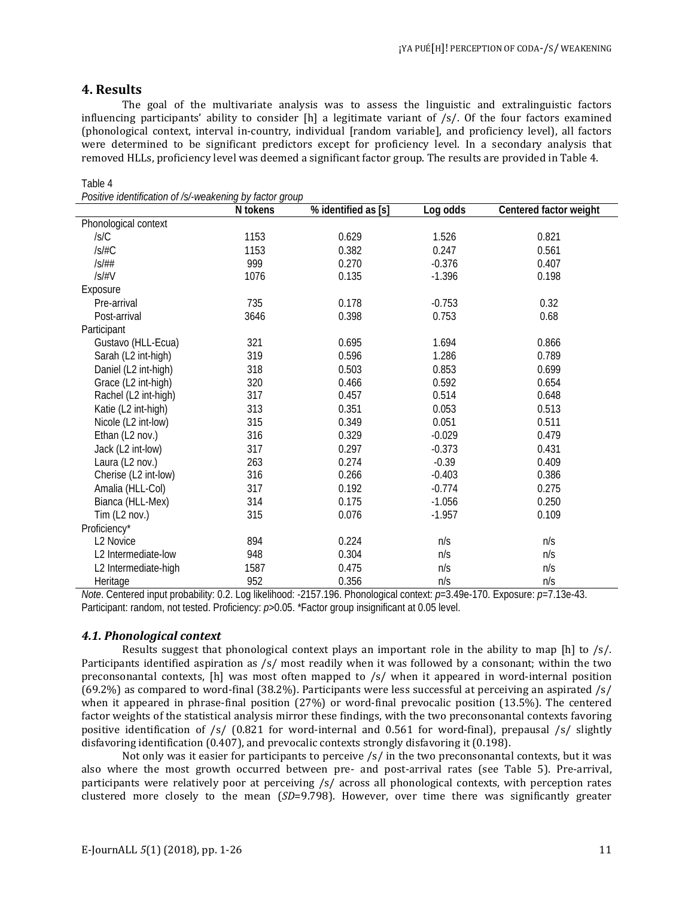## 4. Results

The goal of the multivariate analysis was to assess the linguistic and extralinguistic factors influencing participants' ability to consider [h] a legitimate variant of /s/. Of the four factors examined (phonological context, interval in-country, individual [random variable], and proficiency level), all factors were determined to be significant predictors except for proficiency level. In a secondary analysis that removed HLLs, proficiency level was deemed a significant factor group. The results are provided in Table 4.

Table 4
*Positive identification of /s/-weakening by factor group*

| | N tokens | % identified as [s] | Log odds | Centered factor weight |
|---|---|---|---|---|
| Phonological context | | | | |
| /s/C | 1153 | 0.629 | 1.526 | 0.821 |
| /s/#C | 1153 | 0.382 | 0.247 | 0.561 |
| /s/## | 999 | 0.270 | -0.376 | 0.407 |
| /s/#V | 1076 | 0.135 | -1.396 | 0.198 |
| Exposure | | | | |
| Pre-arrival | 735 | 0.178 | -0.753 | 0.32 |
| Post-arrival | 3646 | 0.398 | 0.753 | 0.68 |
| Participant | | | | |
| Gustavo (HLL-Ecua) | 321 | 0.695 | 1.694 | 0.866 |
| Sarah (L2 int-high) | 319 | 0.596 | 1.286 | 0.789 |
| Daniel (L2 int-high) | 318 | 0.503 | 0.853 | 0.699 |
| Grace (L2 int-high) | 320 | 0.466 | 0.592 | 0.654 |
| Rachel (L2 int-high) | 317 | 0.457 | 0.514 | 0.648 |
| Katie (L2 int-high) | 313 | 0.351 | 0.053 | 0.513 |
| Nicole (L2 int-low) | 315 | 0.349 | 0.051 | 0.511 |
| Ethan (L2 nov.) | 316 | 0.329 | -0.029 | 0.479 |
| Jack (L2 int-low) | 317 | 0.297 | -0.373 | 0.431 |
| Laura (L2 nov.) | 263 | 0.274 | -0.39 | 0.409 |
| Cherise (L2 int-low) | 316 | 0.266 | -0.403 | 0.386 |
| Amalia (HLL-Col) | 317 | 0.192 | -0.774 | 0.275 |
| Bianca (HLL-Mex) | 314 | 0.175 | -1.056 | 0.250 |
| Tim (L2 nov.) | 315 | 0.076 | -1.957 | 0.109 |
| Proficiency* | | | | |
| L2 Novice | 894 | 0.224 | n/s | n/s |
| L2 Intermediate-low | 948 | 0.304 | n/s | n/s |
| L2 Intermediate-high | 1587 | 0.475 | n/s | n/s |
| Heritage | 952 | 0.356 | n/s | n/s |

*Note*. Centered input probability: 0.2. Log likelihood: -2157.196. Phonological context: $p$=3.49e-170. Exposure: $p$=7.13e-43. Participant: random, not tested. Proficiency: $p$>0.05. *Factor group insignificant at 0.05 level.

### 4.1. Phonological context

Results suggest that phonological context plays an important role in the ability to map [h] to /s/. Participants identified aspiration as /s/ most readily when it was followed by a consonant; within the two preconsonantal contexts, [h] was most often mapped to /s/ when it appeared in word-internal position (69.2%) as compared to word-final (38.2%). Participants were less successful at perceiving an aspirated /s/ when it appeared in phrase-final position (27%) or word-final prevocalic position (13.5%). The centered factor weights of the statistical analysis mirror these findings, with the two preconsonantal contexts favoring positive identification of /s/ (0.821 for word-internal and 0.561 for word-final), prepausal /s/ slightly disfavoring identification (0.407), and prevocalic contexts strongly disfavoring it (0.198).

Not only was it easier for participants to perceive /s/ in the two preconsonantal contexts, but it was also where the most growth occurred between pre- and post-arrival rates (see Table 5). Pre-arrival, participants were relatively poor at perceiving /s/ across all phonological contexts, with perception rates clustered more closely to the mean ($SD$=9.798). However, over time there was significantly greater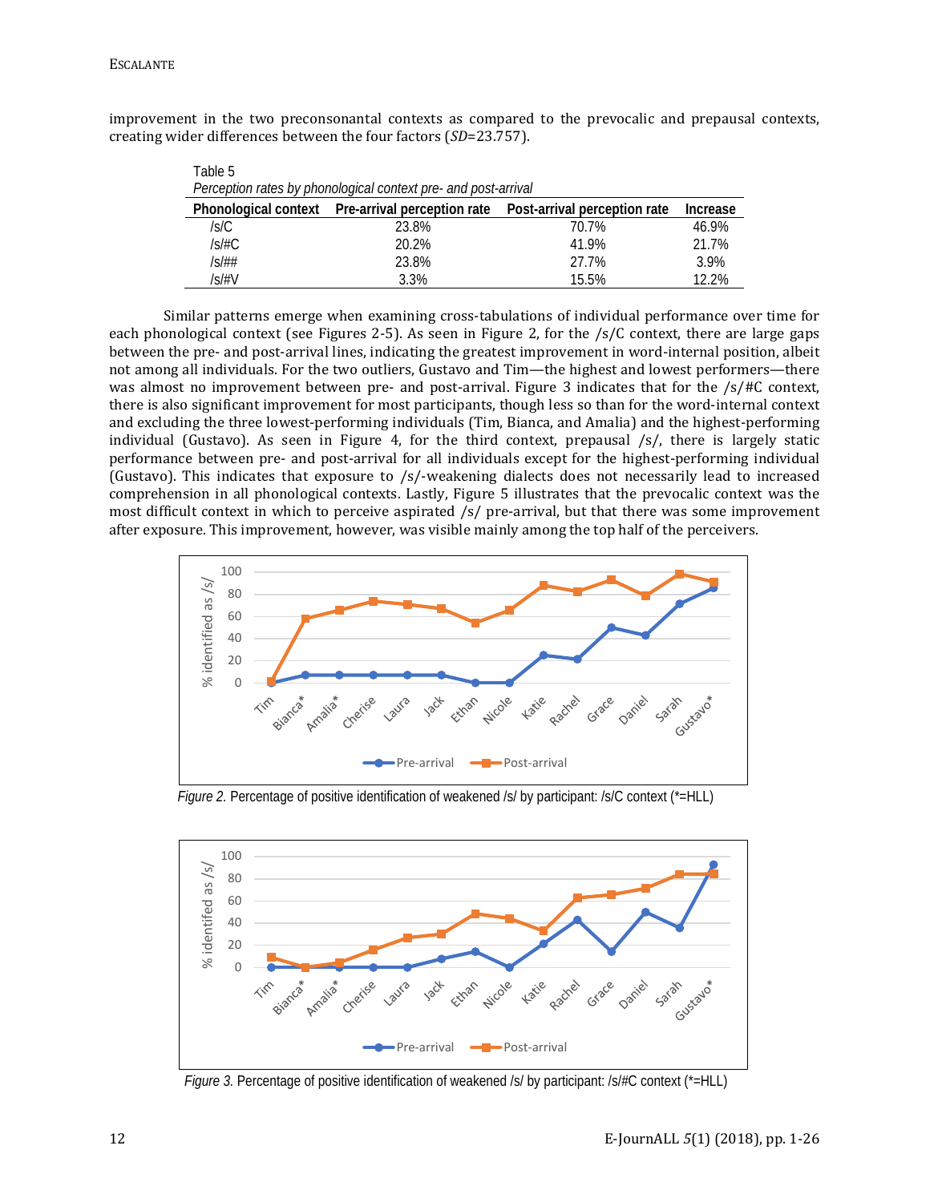improvement in the two preconsonantal contexts as compared to the prevocalic and prepausal contexts, creating wider differences between the four factors (*SD*=23.757).

Table 5

*Perception rates by phonological context pre- and post-arrival*

| Phonological context | Pre-arrival perception rate | Post-arrival perception rate | Increase |
|---|---|---|---|
| /s/C | 23.8% | 70.7% | 46.9% |
| /s/#C | 20.2% | 41.9% | 21.7% |
| /s/## | 23.8% | 27.7% | 3.9% |
| /s/#V | 3.3% | 15.5% | 12.2% |

Similar patterns emerge when examining cross-tabulations of individual performance over time for each phonological context (see Figures 2-5). As seen in Figure 2, for the /s/C context, there are large gaps between the pre- and post-arrival lines, indicating the greatest improvement in word-internal position, albeit not among all individuals. For the two outliers, Gustavo and Tim—the highest and lowest performers—there was almost no improvement between pre- and post-arrival. Figure 3 indicates that for the /s/#C context, there is also significant improvement for most participants, though less so than for the word-internal context and excluding the three lowest-performing individuals (Tim, Bianca, and Amalia) and the highest-performing individual (Gustavo). As seen in Figure 4, for the third context, prepausal /s/, there is largely static performance between pre- and post-arrival for all individuals except for the highest-performing individual (Gustavo). This indicates that exposure to /s/-weakening dialects does not necessarily lead to increased comprehension in all phonological contexts. Lastly, Figure 5 illustrates that the prevocalic context was the most difficult context in which to perceive aspirated /s/ pre-arrival, but that there was some improvement after exposure. This improvement, however, was visible mainly among the top half of the perceivers.

*Figure 2.* Percentage of positive identification of weakened /s/ by participant: /s/C context (*=HLL)

*Figure 3.* Percentage of positive identification of weakened /s/ by participant: /s/#C context (*=HLL)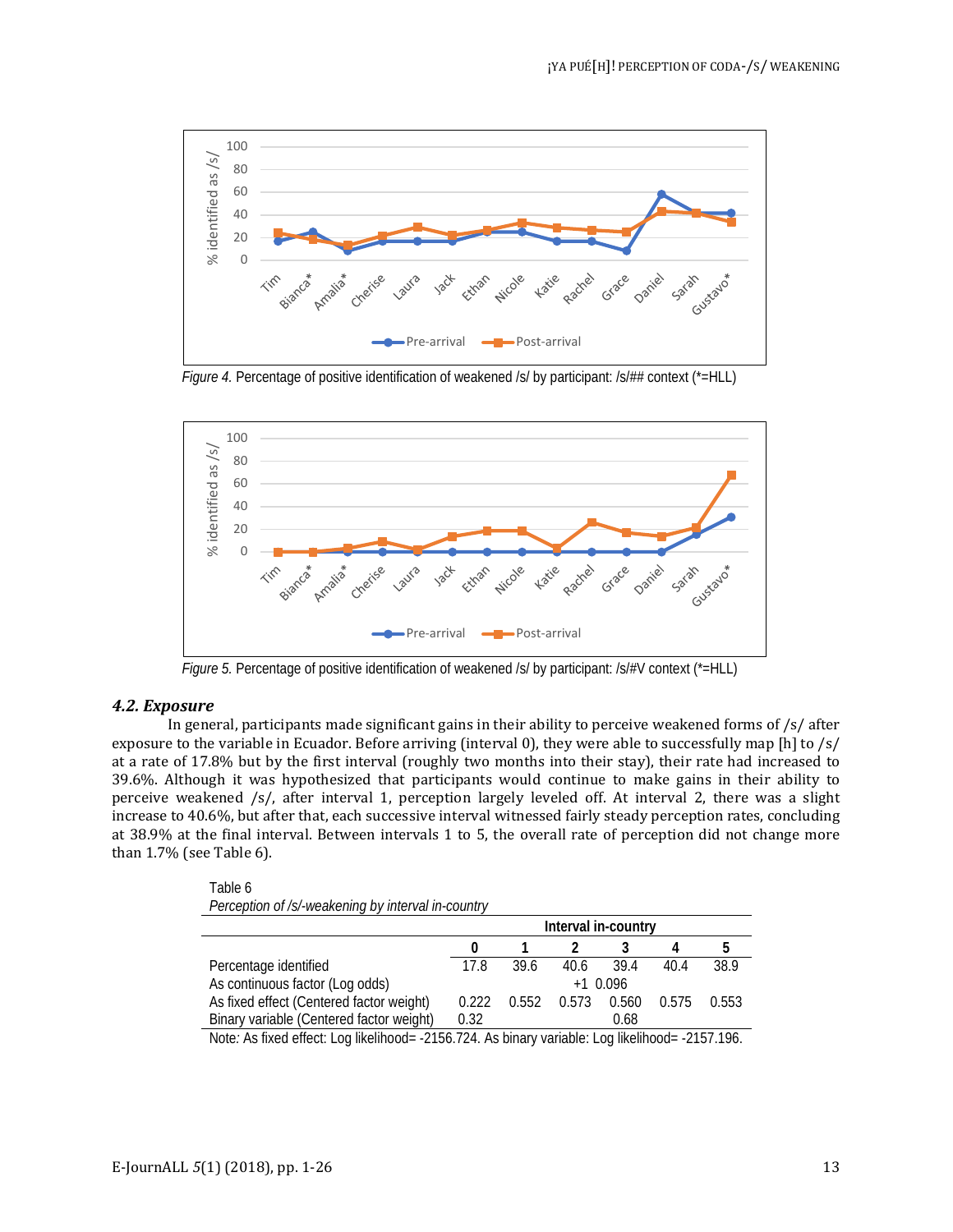Figure 4. Percentage of positive identification of weakened /s/ by participant: /s/## context (*=HLL)

Figure 5. Percentage of positive identification of weakened /s/ by participant: /s/#V context (*=HLL)

### *4.2. Exposure*

In general, participants made significant gains in their ability to perceive weakened forms of /s/ after exposure to the variable in Ecuador. Before arriving (interval 0), they were able to successfully map [h] to /s/ at a rate of 17.8% but by the first interval (roughly two months into their stay), their rate had increased to 39.6%. Although it was hypothesized that participants would continue to make gains in their ability to perceive weakened /s/, after interval 1, perception largely leveled off. At interval 2, there was a slight increase to 40.6%, but after that, each successive interval witnessed fairly steady perception rates, concluding at 38.9% at the final interval. Between intervals 1 to 5, the overall rate of perception did not change more than 1.7% (see Table 6).

Table 6

*Perception of /s/-weakening by interval in-country*

| | Interval in-country | | | | | |
|---|---|---|---|---|---|---|
| | 0 | 1 | 2 | 3 | 4 | 5 |
| Percentage identified | 17.8 | 39.6 | 40.6 | 39.4 | 40.4 | 38.9 |
| As continuous factor (Log odds) | | | +1 0.096 | | | |
| As fixed effect (Centered factor weight) | 0.222 | 0.552 | 0.573 | 0.560 | 0.575 | 0.553 |
| Binary variable (Centered factor weight) | 0.32 | | | 0.68 | | |

Note: As fixed effect: Log likelihood= -2156.724. As binary variable: Log likelihood= -2157.196.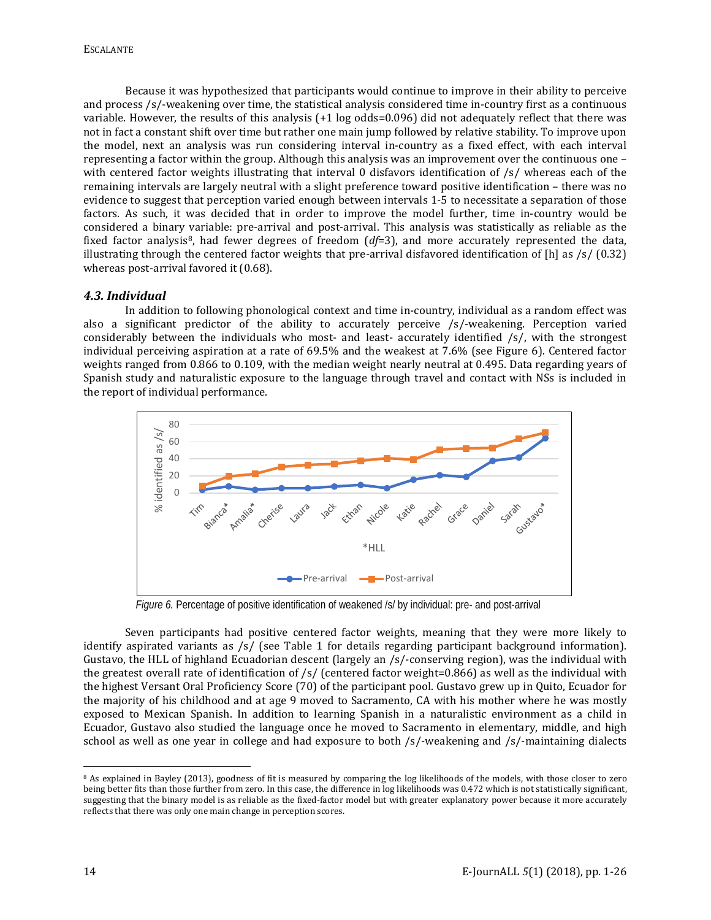Because it was hypothesized that participants would continue to improve in their ability to perceive and process /s/-weakening over time, the statistical analysis considered time in-country first as a continuous variable. However, the results of this analysis (+1 log odds=0.096) did not adequately reflect that there was not in fact a constant shift over time but rather one main jump followed by relative stability. To improve upon the model, next an analysis was run considering interval in-country as a fixed effect, with each interval representing a factor within the group. Although this analysis was an improvement over the continuous one – with centered factor weights illustrating that interval 0 disfavors identification of /s/ whereas each of the remaining intervals are largely neutral with a slight preference toward positive identification – there was no evidence to suggest that perception varied enough between intervals 1-5 to necessitate a separation of those factors. As such, it was decided that in order to improve the model further, time in-country would be considered a binary variable: pre-arrival and post-arrival. This analysis was statistically as reliable as the fixed factor analysis[8], had fewer degrees of freedom (*df*=3), and more accurately represented the data, illustrating through the centered factor weights that pre-arrival disfavored identification of [h] as /s/ (0.32) whereas post-arrival favored it (0.68).

### *4.3. Individual*

In addition to following phonological context and time in-country, individual as a random effect was also a significant predictor of the ability to accurately perceive /s/-weakening. Perception varied considerably between the individuals who most- and least- accurately identified /s/, with the strongest individual perceiving aspiration at a rate of 69.5% and the weakest at 7.6% (see Figure 6). Centered factor weights ranged from 0.866 to 0.109, with the median weight nearly neutral at 0.495. Data regarding years of Spanish study and naturalistic exposure to the language through travel and contact with NSs is included in the report of individual performance.

*Figure 6.* Percentage of positive identification of weakened /s/ by individual: pre- and post-arrival

Seven participants had positive centered factor weights, meaning that they were more likely to identify aspirated variants as /s/ (see Table 1 for details regarding participant background information). Gustavo, the HLL of highland Ecuadorian descent (largely an /s/-conserving region), was the individual with the greatest overall rate of identification of /s/ (centered factor weight=0.866) as well as the individual with the highest Versant Oral Proficiency Score (70) of the participant pool. Gustavo grew up in Quito, Ecuador for the majority of his childhood and at age 9 moved to Sacramento, CA with his mother where he was mostly exposed to Mexican Spanish. In addition to learning Spanish in a naturalistic environment as a child in Ecuador, Gustavo also studied the language once he moved to Sacramento in elementary, middle, and high school as well as one year in college and had exposure to both /s/-weakening and /s/-maintaining dialects

[8] As explained in Bayley (2013), goodness of fit is measured by comparing the log likelihoods of the models, with those closer to zero being better fits than those further from zero. In this case, the difference in log likelihoods was 0.472 which is not statistically significant, suggesting that the binary model is as reliable as the fixed-factor model but with greater explanatory power because it more accurately reflects that there was only one main change in perception scores.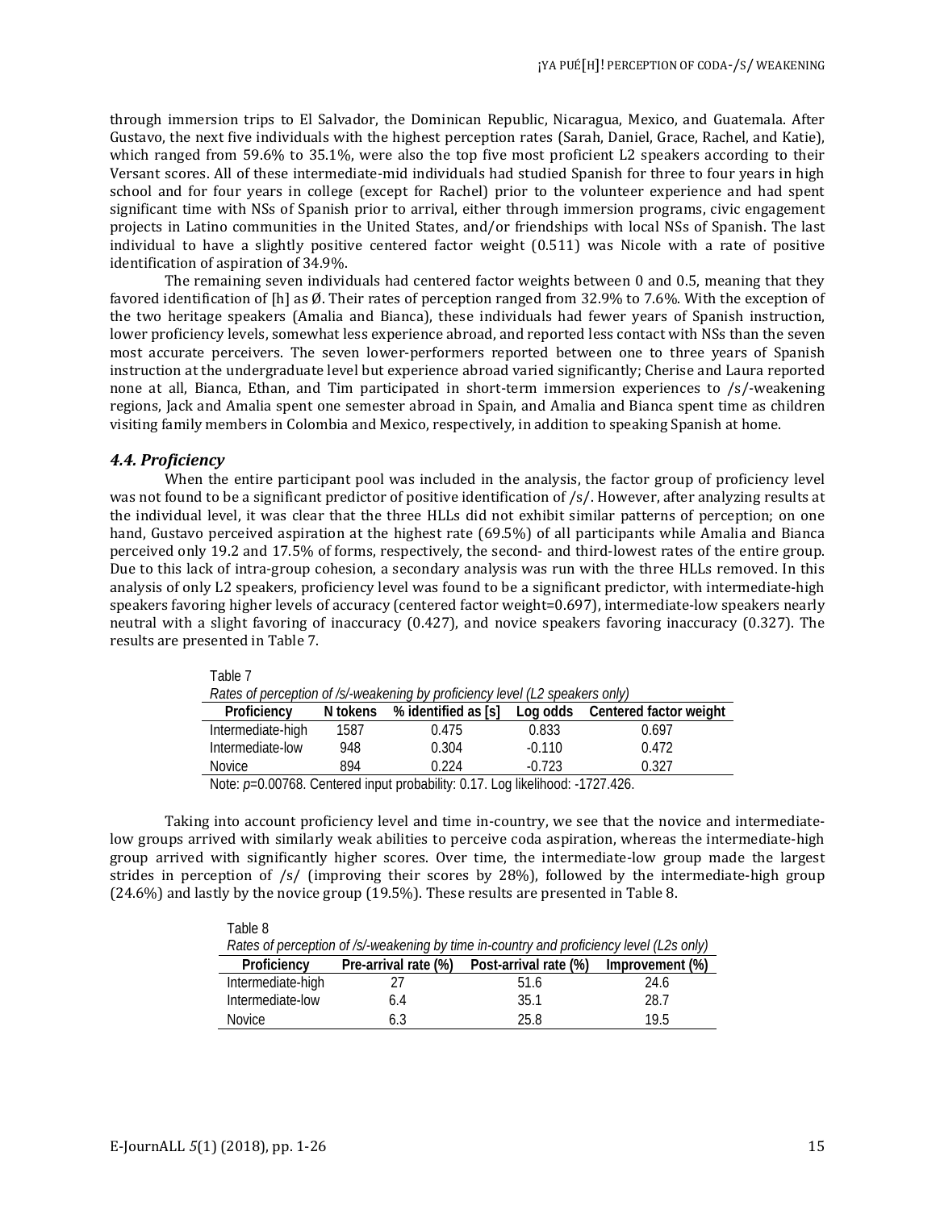through immersion trips to El Salvador, the Dominican Republic, Nicaragua, Mexico, and Guatemala. After Gustavo, the next five individuals with the highest perception rates (Sarah, Daniel, Grace, Rachel, and Katie), which ranged from 59.6% to 35.1%, were also the top five most proficient L2 speakers according to their Versant scores. All of these intermediate-mid individuals had studied Spanish for three to four years in high school and for four years in college (except for Rachel) prior to the volunteer experience and had spent significant time with NSs of Spanish prior to arrival, either through immersion programs, civic engagement projects in Latino communities in the United States, and/or friendships with local NSs of Spanish. The last individual to have a slightly positive centered factor weight (0.511) was Nicole with a rate of positive identification of aspiration of 34.9%.

The remaining seven individuals had centered factor weights between 0 and 0.5, meaning that they favored identification of [h] as Ø. Their rates of perception ranged from 32.9% to 7.6%. With the exception of the two heritage speakers (Amalia and Bianca), these individuals had fewer years of Spanish instruction, lower proficiency levels, somewhat less experience abroad, and reported less contact with NSs than the seven most accurate perceivers. The seven lower-performers reported between one to three years of Spanish instruction at the undergraduate level but experience abroad varied significantly; Cherise and Laura reported none at all, Bianca, Ethan, and Tim participated in short-term immersion experiences to /s/-weakening regions, Jack and Amalia spent one semester abroad in Spain, and Amalia and Bianca spent time as children visiting family members in Colombia and Mexico, respectively, in addition to speaking Spanish at home.

### *4.4. Proficiency*

When the entire participant pool was included in the analysis, the factor group of proficiency level was not found to be a significant predictor of positive identification of /s/. However, after analyzing results at the individual level, it was clear that the three HLLs did not exhibit similar patterns of perception; on one hand, Gustavo perceived aspiration at the highest rate (69.5%) of all participants while Amalia and Bianca perceived only 19.2 and 17.5% of forms, respectively, the second- and third-lowest rates of the entire group. Due to this lack of intra-group cohesion, a secondary analysis was run with the three HLLs removed. In this analysis of only L2 speakers, proficiency level was found to be a significant predictor, with intermediate-high speakers favoring higher levels of accuracy (centered factor weight=0.697), intermediate-low speakers nearly neutral with a slight favoring of inaccuracy (0.427), and novice speakers favoring inaccuracy (0.327). The results are presented in Table 7.

Table 7

*Rates of perception of /s/-weakening by proficiency level (L2 speakers only)*

| Proficiency | N tokens | % identified as [s] | Log odds | Centered factor weight |
|---|---|---|---|---|
| Intermediate-high | 1587 | 0.475 | 0.833 | 0.697 |
| Intermediate-low | 948 | 0.304 | -0.110 | 0.472 |
| Novice | 894 | 0.224 | -0.723 | 0.327 |

Note: $p$=0.00768. Centered input probability: 0.17. Log likelihood: -1727.426.

Taking into account proficiency level and time in-country, we see that the novice and intermediate-low groups arrived with similarly weak abilities to perceive coda aspiration, whereas the intermediate-high group arrived with significantly higher scores. Over time, the intermediate-low group made the largest strides in perception of /s/ (improving their scores by 28%), followed by the intermediate-high group (24.6%) and lastly by the novice group (19.5%). These results are presented in Table 8.

Table 8

*Rates of perception of /s/-weakening by time in-country and proficiency level (L2s only)*

| Proficiency | Pre-arrival rate (%) | Post-arrival rate (%) | Improvement (%) |
|---|---|---|---|
| Intermediate-high | 27 | 51.6 | 24.6 |
| Intermediate-low | 6.4 | 35.1 | 28.7 |
| Novice | 6.3 | 25.8 | 19.5 |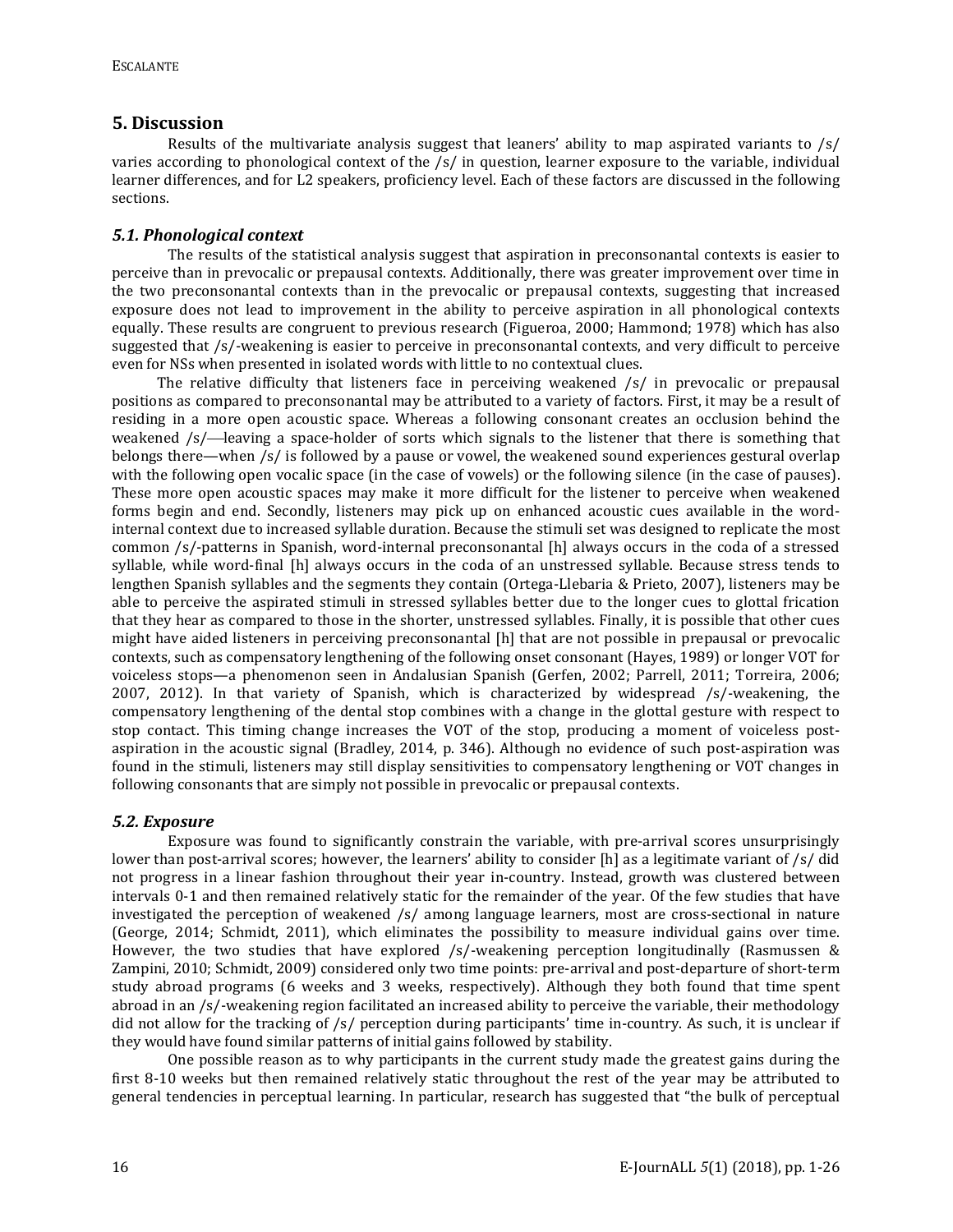## 5. Discussion

Results of the multivariate analysis suggest that leaners' ability to map aspirated variants to /s/ varies according to phonological context of the /s/ in question, learner exposure to the variable, individual learner differences, and for L2 speakers, proficiency level. Each of these factors are discussed in the following sections.

### *5.1. Phonological context*

The results of the statistical analysis suggest that aspiration in preconsonantal contexts is easier to perceive than in prevocalic or prepausal contexts. Additionally, there was greater improvement over time in the two preconsonantal contexts than in the prevocalic or prepausal contexts, suggesting that increased exposure does not lead to improvement in the ability to perceive aspiration in all phonological contexts equally. These results are congruent to previous research (Figueroa, 2000; Hammond; 1978) which has also suggested that /s/-weakening is easier to perceive in preconsonantal contexts, and very difficult to perceive even for NSs when presented in isolated words with little to no contextual clues.

The relative difficulty that listeners face in perceiving weakened /s/ in prevocalic or prepausal positions as compared to preconsonantal may be attributed to a variety of factors. First, it may be a result of residing in a more open acoustic space. Whereas a following consonant creates an occlusion behind the weakened /s/—leaving a space-holder of sorts which signals to the listener that there is something that belongs there—when /s/ is followed by a pause or vowel, the weakened sound experiences gestural overlap with the following open vocalic space (in the case of vowels) or the following silence (in the case of pauses). These more open acoustic spaces may make it more difficult for the listener to perceive when weakened forms begin and end. Secondly, listeners may pick up on enhanced acoustic cues available in the word-internal context due to increased syllable duration. Because the stimuli set was designed to replicate the most common /s/-patterns in Spanish, word-internal preconsonantal [h] always occurs in the coda of a stressed syllable, while word-final [h] always occurs in the coda of an unstressed syllable. Because stress tends to lengthen Spanish syllables and the segments they contain (Ortega-Llebaria & Prieto, 2007), listeners may be able to perceive the aspirated stimuli in stressed syllables better due to the longer cues to glottal frication that they hear as compared to those in the shorter, unstressed syllables. Finally, it is possible that other cues might have aided listeners in perceiving preconsonantal [h] that are not possible in prepausal or prevocalic contexts, such as compensatory lengthening of the following onset consonant (Hayes, 1989) or longer VOT for voiceless stops—a phenomenon seen in Andalusian Spanish (Gerfen, 2002; Parrell, 2011; Torreira, 2006; 2007, 2012). In that variety of Spanish, which is characterized by widespread /s/-weakening, the compensatory lengthening of the dental stop combines with a change in the glottal gesture with respect to stop contact. This timing change increases the VOT of the stop, producing a moment of voiceless post-aspiration in the acoustic signal (Bradley, 2014, p. 346). Although no evidence of such post-aspiration was found in the stimuli, listeners may still display sensitivities to compensatory lengthening or VOT changes in following consonants that are simply not possible in prevocalic or prepausal contexts.

### *5.2. Exposure*

Exposure was found to significantly constrain the variable, with pre-arrival scores unsurprisingly lower than post-arrival scores; however, the learners' ability to consider [h] as a legitimate variant of /s/ did not progress in a linear fashion throughout their year in-country. Instead, growth was clustered between intervals 0-1 and then remained relatively static for the remainder of the year. Of the few studies that have investigated the perception of weakened /s/ among language learners, most are cross-sectional in nature (George, 2014; Schmidt, 2011), which eliminates the possibility to measure individual gains over time. However, the two studies that have explored /s/-weakening perception longitudinally (Rasmussen & Zampini, 2010; Schmidt, 2009) considered only two time points: pre-arrival and post-departure of short-term study abroad programs (6 weeks and 3 weeks, respectively). Although they both found that time spent abroad in an /s/-weakening region facilitated an increased ability to perceive the variable, their methodology did not allow for the tracking of /s/ perception during participants' time in-country. As such, it is unclear if they would have found similar patterns of initial gains followed by stability.

One possible reason as to why participants in the current study made the greatest gains during the first 8-10 weeks but then remained relatively static throughout the rest of the year may be attributed to general tendencies in perceptual learning. In particular, research has suggested that "the bulk of perceptual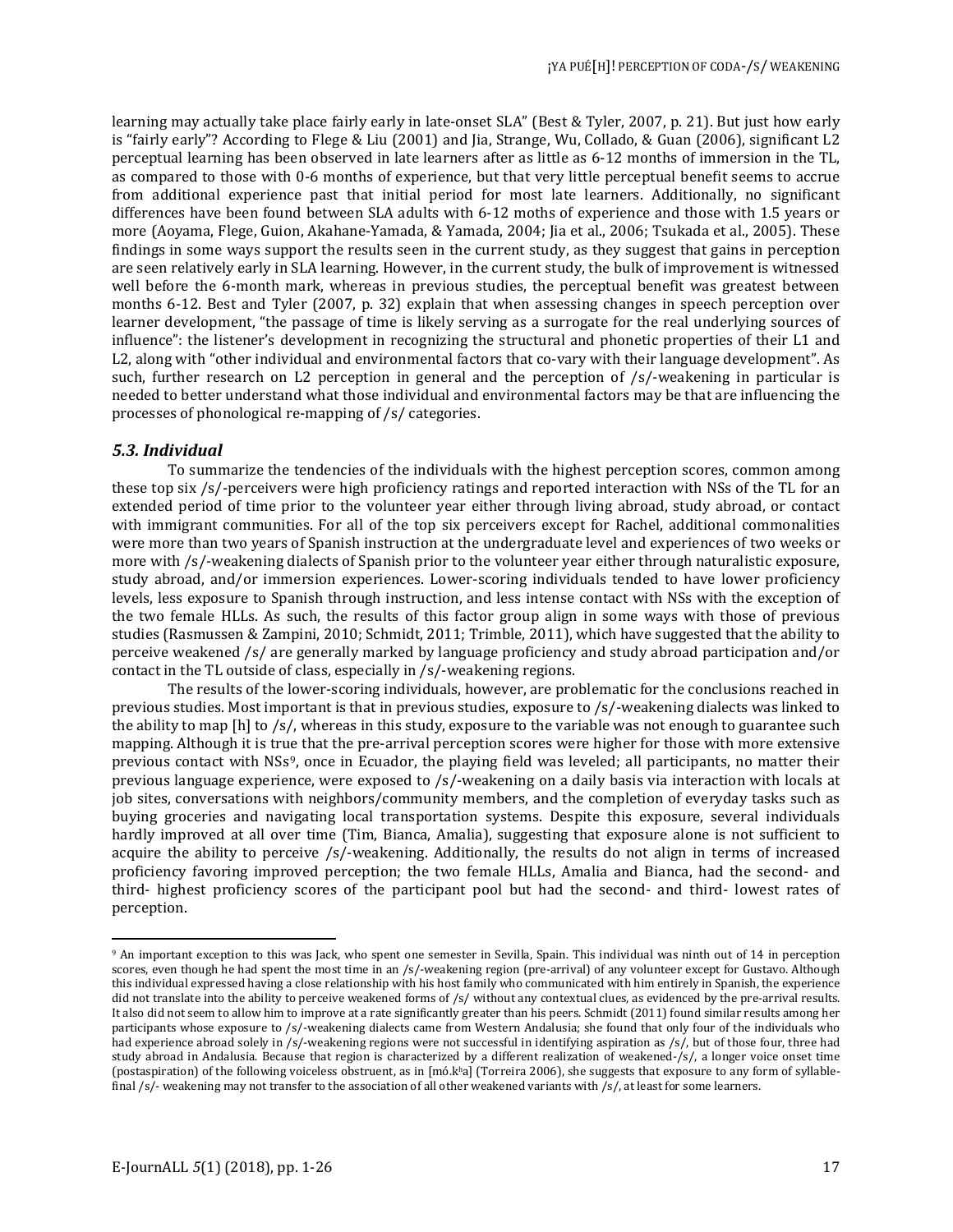learning may actually take place fairly early in late-onset SLA" (Best & Tyler, 2007, p. 21). But just how early is "fairly early"? According to Flege & Liu (2001) and Jia, Strange, Wu, Collado, & Guan (2006), significant L2 perceptual learning has been observed in late learners after as little as 6-12 months of immersion in the TL, as compared to those with 0-6 months of experience, but that very little perceptual benefit seems to accrue from additional experience past that initial period for most late learners. Additionally, no significant differences have been found between SLA adults with 6-12 moths of experience and those with 1.5 years or more (Aoyama, Flege, Guion, Akahane-Yamada, & Yamada, 2004; Jia et al., 2006; Tsukada et al., 2005). These findings in some ways support the results seen in the current study, as they suggest that gains in perception are seen relatively early in SLA learning. However, in the current study, the bulk of improvement is witnessed well before the 6-month mark, whereas in previous studies, the perceptual benefit was greatest between months 6-12. Best and Tyler (2007, p. 32) explain that when assessing changes in speech perception over learner development, "the passage of time is likely serving as a surrogate for the real underlying sources of influence": the listener's development in recognizing the structural and phonetic properties of their L1 and L2, along with "other individual and environmental factors that co-vary with their language development". As such, further research on L2 perception in general and the perception of /s/-weakening in particular is needed to better understand what those individual and environmental factors may be that are influencing the processes of phonological re-mapping of /s/ categories.

### *5.3. Individual*

To summarize the tendencies of the individuals with the highest perception scores, common among these top six /s/-perceivers were high proficiency ratings and reported interaction with NSs of the TL for an extended period of time prior to the volunteer year either through living abroad, study abroad, or contact with immigrant communities. For all of the top six perceivers except for Rachel, additional commonalities were more than two years of Spanish instruction at the undergraduate level and experiences of two weeks or more with /s/-weakening dialects of Spanish prior to the volunteer year either through naturalistic exposure, study abroad, and/or immersion experiences. Lower-scoring individuals tended to have lower proficiency levels, less exposure to Spanish through instruction, and less intense contact with NSs with the exception of the two female HLLs. As such, the results of this factor group align in some ways with those of previous studies (Rasmussen & Zampini, 2010; Schmidt, 2011; Trimble, 2011), which have suggested that the ability to perceive weakened /s/ are generally marked by language proficiency and study abroad participation and/or contact in the TL outside of class, especially in /s/-weakening regions.

The results of the lower-scoring individuals, however, are problematic for the conclusions reached in previous studies. Most important is that in previous studies, exposure to /s/-weakening dialects was linked to the ability to map [h] to /s/, whereas in this study, exposure to the variable was not enough to guarantee such mapping. Although it is true that the pre-arrival perception scores were higher for those with more extensive previous contact with NSs[9], once in Ecuador, the playing field was leveled; all participants, no matter their previous language experience, were exposed to /s/-weakening on a daily basis via interaction with locals at job sites, conversations with neighbors/community members, and the completion of everyday tasks such as buying groceries and navigating local transportation systems. Despite this exposure, several individuals hardly improved at all over time (Tim, Bianca, Amalia), suggesting that exposure alone is not sufficient to acquire the ability to perceive /s/-weakening. Additionally, the results do not align in terms of increased proficiency favoring improved perception; the two female HLLs, Amalia and Bianca, had the second- and third- highest proficiency scores of the participant pool but had the second- and third- lowest rates of perception.

---

[9] An important exception to this was Jack, who spent one semester in Sevilla, Spain. This individual was ninth out of 14 in perception scores, even though he had spent the most time in an /s/-weakening region (pre-arrival) of any volunteer except for Gustavo. Although this individual expressed having a close relationship with his host family who communicated with him entirely in Spanish, the experience did not translate into the ability to perceive weakened forms of /s/ without any contextual clues, as evidenced by the pre-arrival results. It also did not seem to allow him to improve at a rate significantly greater than his peers. Schmidt (2011) found similar results among her participants whose exposure to /s/-weakening dialects came from Western Andalusia; she found that only four of the individuals who had experience abroad solely in /s/-weakening regions were not successful in identifying aspiration as /s/, but of those four, three had study abroad in Andalusia. Because that region is characterized by a different realization of weakened-/s/, a longer voice onset time (postaspiration) of the following voiceless obstruent, as in [mó.kʰa] (Torreira 2006), she suggests that exposure to any form of syllable-final /s/- weakening may not transfer to the association of all other weakened variants with /s/, at least for some learners.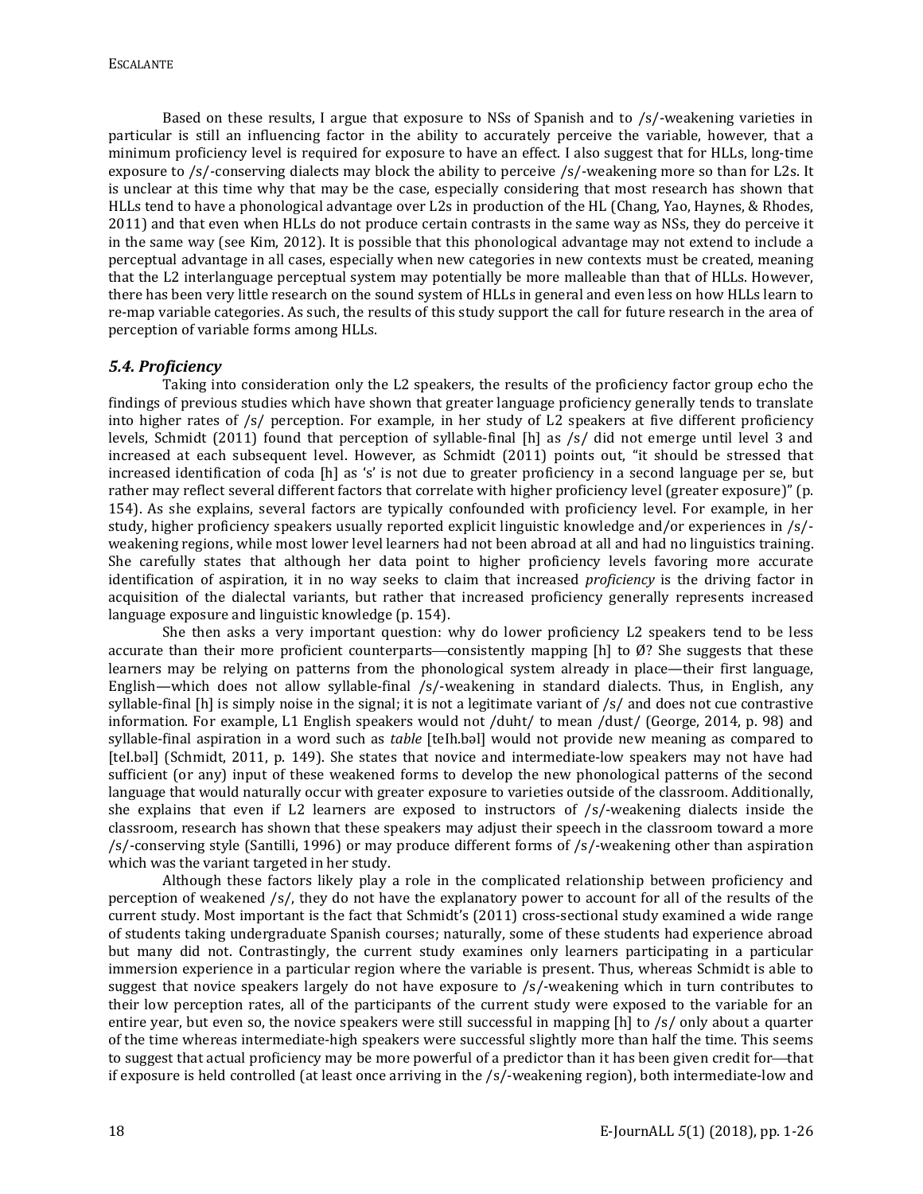Based on these results, I argue that exposure to NSs of Spanish and to /s/-weakening varieties in particular is still an influencing factor in the ability to accurately perceive the variable, however, that a minimum proficiency level is required for exposure to have an effect. I also suggest that for HLLs, long-time exposure to /s/-conserving dialects may block the ability to perceive /s/-weakening more so than for L2s. It is unclear at this time why that may be the case, especially considering that most research has shown that HLLs tend to have a phonological advantage over L2s in production of the HL (Chang, Yao, Haynes, & Rhodes, 2011) and that even when HLLs do not produce certain contrasts in the same way as NSs, they do perceive it in the same way (see Kim, 2012). It is possible that this phonological advantage may not extend to include a perceptual advantage in all cases, especially when new categories in new contexts must be created, meaning that the L2 interlanguage perceptual system may potentially be more malleable than that of HLLs. However, there has been very little research on the sound system of HLLs in general and even less on how HLLs learn to re-map variable categories. As such, the results of this study support the call for future research in the area of perception of variable forms among HLLs.

### *5.4. Proficiency*

Taking into consideration only the L2 speakers, the results of the proficiency factor group echo the findings of previous studies which have shown that greater language proficiency generally tends to translate into higher rates of /s/ perception. For example, in her study of L2 speakers at five different proficiency levels, Schmidt (2011) found that perception of syllable-final [h] as /s/ did not emerge until level 3 and increased at each subsequent level. However, as Schmidt (2011) points out, "it should be stressed that increased identification of coda [h] as 's' is not due to greater proficiency in a second language per se, but rather may reflect several different factors that correlate with higher proficiency level (greater exposure)" (p. 154). As she explains, several factors are typically confounded with proficiency level. For example, in her study, higher proficiency speakers usually reported explicit linguistic knowledge and/or experiences in /s/-weakening regions, while most lower level learners had not been abroad at all and had no linguistics training. She carefully states that although her data point to higher proficiency levels favoring more accurate identification of aspiration, it in no way seeks to claim that increased *proficiency* is the driving factor in acquisition of the dialectal variants, but rather that increased proficiency generally represents increased language exposure and linguistic knowledge (p. 154).

She then asks a very important question: why do lower proficiency L2 speakers tend to be less accurate than their more proficient counterparts—consistently mapping [h] to Ø? She suggests that these learners may be relying on patterns from the phonological system already in place—their first language, English—which does not allow syllable-final /s/-weakening in standard dialects. Thus, in English, any syllable-final [h] is simply noise in the signal; it is not a legitimate variant of /s/ and does not cue contrastive information. For example, L1 English speakers would not /duht/ to mean /dust/ (George, 2014, p. 98) and syllable-final aspiration in a word such as *table* [teIh.bəl] would not provide new meaning as compared to [teI.bəl] (Schmidt, 2011, p. 149). She states that novice and intermediate-low speakers may not have had sufficient (or any) input of these weakened forms to develop the new phonological patterns of the second language that would naturally occur with greater exposure to varieties outside of the classroom. Additionally, she explains that even if L2 learners are exposed to instructors of /s/-weakening dialects inside the classroom, research has shown that these speakers may adjust their speech in the classroom toward a more /s/-conserving style (Santilli, 1996) or may produce different forms of /s/-weakening other than aspiration which was the variant targeted in her study.

Although these factors likely play a role in the complicated relationship between proficiency and perception of weakened /s/, they do not have the explanatory power to account for all of the results of the current study. Most important is the fact that Schmidt's (2011) cross-sectional study examined a wide range of students taking undergraduate Spanish courses; naturally, some of these students had experience abroad but many did not. Contrastingly, the current study examines only learners participating in a particular immersion experience in a particular region where the variable is present. Thus, whereas Schmidt is able to suggest that novice speakers largely do not have exposure to /s/-weakening which in turn contributes to their low perception rates, all of the participants of the current study were exposed to the variable for an entire year, but even so, the novice speakers were still successful in mapping [h] to /s/ only about a quarter of the time whereas intermediate-high speakers were successful slightly more than half the time. This seems to suggest that actual proficiency may be more powerful of a predictor than it has been given credit for—that if exposure is held controlled (at least once arriving in the /s/-weakening region), both intermediate-low and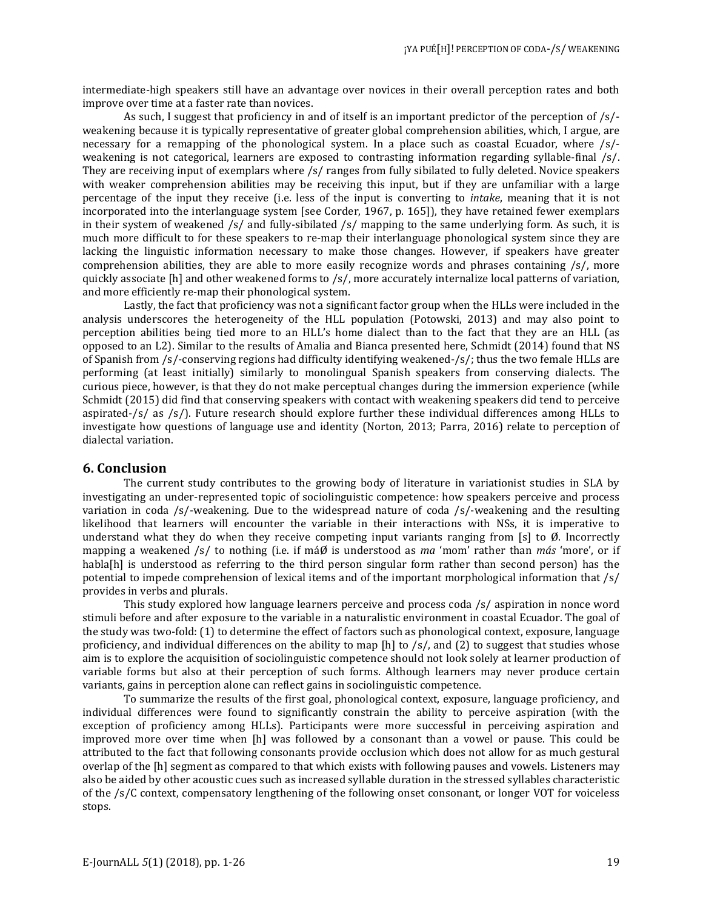intermediate-high speakers still have an advantage over novices in their overall perception rates and both improve over time at a faster rate than novices.

As such, I suggest that proficiency in and of itself is an important predictor of the perception of /s/-weakening because it is typically representative of greater global comprehension abilities, which, I argue, are necessary for a remapping of the phonological system. In a place such as coastal Ecuador, where /s/-weakening is not categorical, learners are exposed to contrasting information regarding syllable-final /s/. They are receiving input of exemplars where /s/ ranges from fully sibilated to fully deleted. Novice speakers with weaker comprehension abilities may be receiving this input, but if they are unfamiliar with a large percentage of the input they receive (i.e. less of the input is converting to *intake*, meaning that it is not incorporated into the interlanguage system [see Corder, 1967, p. 165]), they have retained fewer exemplars in their system of weakened /s/ and fully-sibilated /s/ mapping to the same underlying form. As such, it is much more difficult to for these speakers to re-map their interlanguage phonological system since they are lacking the linguistic information necessary to make those changes. However, if speakers have greater comprehension abilities, they are able to more easily recognize words and phrases containing /s/, more quickly associate [h] and other weakened forms to /s/, more accurately internalize local patterns of variation, and more efficiently re-map their phonological system.

Lastly, the fact that proficiency was not a significant factor group when the HLLs were included in the analysis underscores the heterogeneity of the HLL population (Potowski, 2013) and may also point to perception abilities being tied more to an HLL's home dialect than to the fact that they are an HLL (as opposed to an L2). Similar to the results of Amalia and Bianca presented here, Schmidt (2014) found that NS of Spanish from /s/-conserving regions had difficulty identifying weakened-/s/; thus the two female HLLs are performing (at least initially) similarly to monolingual Spanish speakers from conserving dialects. The curious piece, however, is that they do not make perceptual changes during the immersion experience (while Schmidt (2015) did find that conserving speakers with contact with weakening speakers did tend to perceive aspirated-/s/ as /s/). Future research should explore further these individual differences among HLLs to investigate how questions of language use and identity (Norton, 2013; Parra, 2016) relate to perception of dialectal variation.

## 6. Conclusion

The current study contributes to the growing body of literature in variationist studies in SLA by investigating an under-represented topic of sociolinguistic competence: how speakers perceive and process variation in coda /s/-weakening. Due to the widespread nature of coda /s/-weakening and the resulting likelihood that learners will encounter the variable in their interactions with NSs, it is imperative to understand what they do when they receive competing input variants ranging from [s] to Ø. Incorrectly mapping a weakened /s/ to nothing (i.e. if máØ is understood as *ma* 'mom' rather than *más* 'more', or if habla[h] is understood as referring to the third person singular form rather than second person) has the potential to impede comprehension of lexical items and of the important morphological information that /s/ provides in verbs and plurals.

This study explored how language learners perceive and process coda /s/ aspiration in nonce word stimuli before and after exposure to the variable in a naturalistic environment in coastal Ecuador. The goal of the study was two-fold: (1) to determine the effect of factors such as phonological context, exposure, language proficiency, and individual differences on the ability to map [h] to /s/, and (2) to suggest that studies whose aim is to explore the acquisition of sociolinguistic competence should not look solely at learner production of variable forms but also at their perception of such forms. Although learners may never produce certain variants, gains in perception alone can reflect gains in sociolinguistic competence.

To summarize the results of the first goal, phonological context, exposure, language proficiency, and individual differences were found to significantly constrain the ability to perceive aspiration (with the exception of proficiency among HLLs). Participants were more successful in perceiving aspiration and improved more over time when [h] was followed by a consonant than a vowel or pause. This could be attributed to the fact that following consonants provide occlusion which does not allow for as much gestural overlap of the [h] segment as compared to that which exists with following pauses and vowels. Listeners may also be aided by other acoustic cues such as increased syllable duration in the stressed syllables characteristic of the /s/C context, compensatory lengthening of the following onset consonant, or longer VOT for voiceless stops.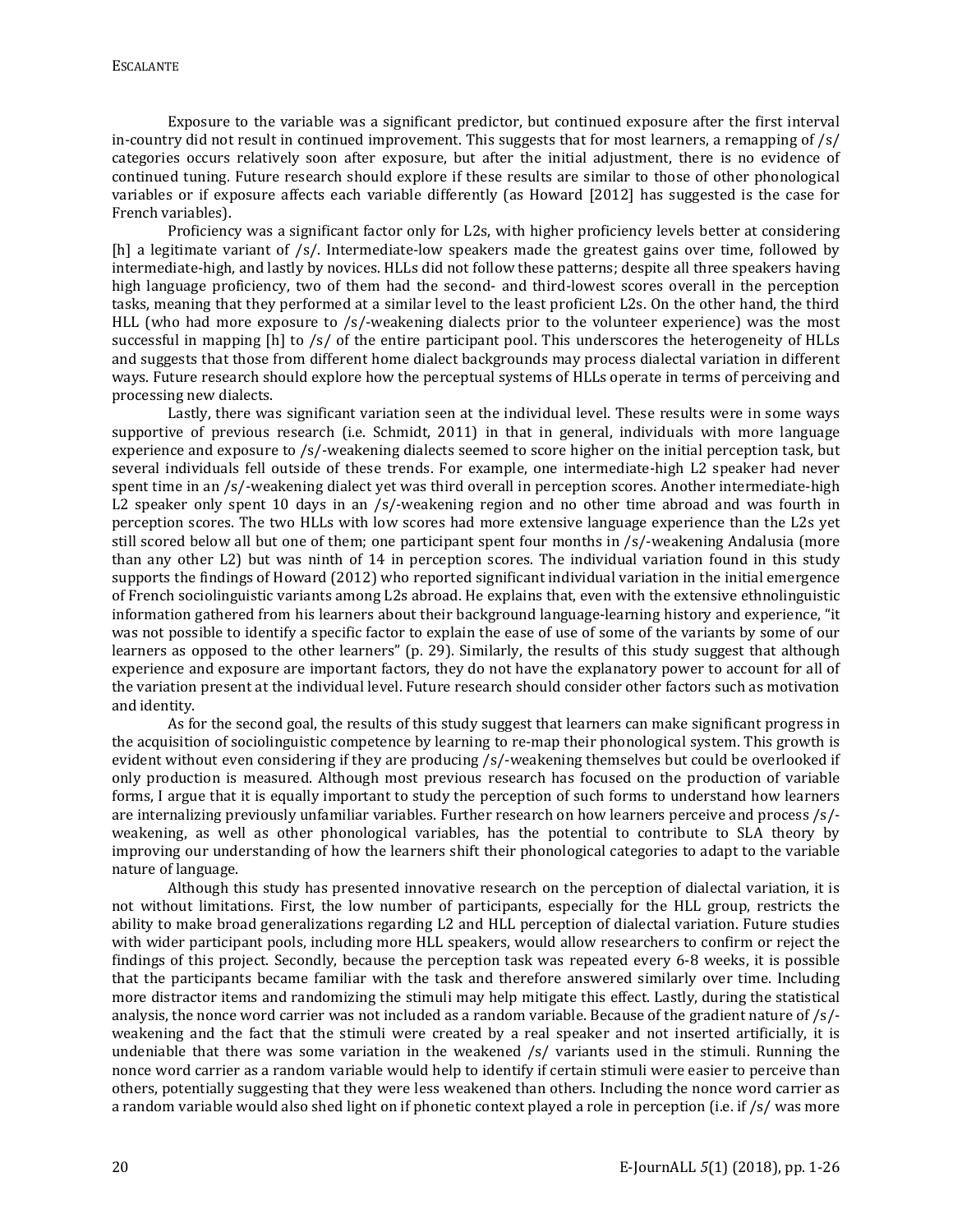Exposure to the variable was a significant predictor, but continued exposure after the first interval in-country did not result in continued improvement. This suggests that for most learners, a remapping of /s/ categories occurs relatively soon after exposure, but after the initial adjustment, there is no evidence of continued tuning. Future research should explore if these results are similar to those of other phonological variables or if exposure affects each variable differently (as Howard [2012] has suggested is the case for French variables).

Proficiency was a significant factor only for L2s, with higher proficiency levels better at considering [h] a legitimate variant of /s/. Intermediate-low speakers made the greatest gains over time, followed by intermediate-high, and lastly by novices. HLLs did not follow these patterns; despite all three speakers having high language proficiency, two of them had the second- and third-lowest scores overall in the perception tasks, meaning that they performed at a similar level to the least proficient L2s. On the other hand, the third HLL (who had more exposure to /s/-weakening dialects prior to the volunteer experience) was the most successful in mapping [h] to /s/ of the entire participant pool. This underscores the heterogeneity of HLLs and suggests that those from different home dialect backgrounds may process dialectal variation in different ways. Future research should explore how the perceptual systems of HLLs operate in terms of perceiving and processing new dialects.

Lastly, there was significant variation seen at the individual level. These results were in some ways supportive of previous research (i.e. Schmidt, 2011) in that in general, individuals with more language experience and exposure to /s/-weakening dialects seemed to score higher on the initial perception task, but several individuals fell outside of these trends. For example, one intermediate-high L2 speaker had never spent time in an /s/-weakening dialect yet was third overall in perception scores. Another intermediate-high L2 speaker only spent 10 days in an /s/-weakening region and no other time abroad and was fourth in perception scores. The two HLLs with low scores had more extensive language experience than the L2s yet still scored below all but one of them; one participant spent four months in /s/-weakening Andalusia (more than any other L2) but was ninth of 14 in perception scores. The individual variation found in this study supports the findings of Howard (2012) who reported significant individual variation in the initial emergence of French sociolinguistic variants among L2s abroad. He explains that, even with the extensive ethnolinguistic information gathered from his learners about their background language-learning history and experience, "it was not possible to identify a specific factor to explain the ease of use of some of the variants by some of our learners as opposed to the other learners" (p. 29). Similarly, the results of this study suggest that although experience and exposure are important factors, they do not have the explanatory power to account for all of the variation present at the individual level. Future research should consider other factors such as motivation and identity.

As for the second goal, the results of this study suggest that learners can make significant progress in the acquisition of sociolinguistic competence by learning to re-map their phonological system. This growth is evident without even considering if they are producing /s/-weakening themselves but could be overlooked if only production is measured. Although most previous research has focused on the production of variable forms, I argue that it is equally important to study the perception of such forms to understand how learners are internalizing previously unfamiliar variables. Further research on how learners perceive and process /s/-weakening, as well as other phonological variables, has the potential to contribute to SLA theory by improving our understanding of how the learners shift their phonological categories to adapt to the variable nature of language.

Although this study has presented innovative research on the perception of dialectal variation, it is not without limitations. First, the low number of participants, especially for the HLL group, restricts the ability to make broad generalizations regarding L2 and HLL perception of dialectal variation. Future studies with wider participant pools, including more HLL speakers, would allow researchers to confirm or reject the findings of this project. Secondly, because the perception task was repeated every 6-8 weeks, it is possible that the participants became familiar with the task and therefore answered similarly over time. Including more distractor items and randomizing the stimuli may help mitigate this effect. Lastly, during the statistical analysis, the nonce word carrier was not included as a random variable. Because of the gradient nature of /s/-weakening and the fact that the stimuli were created by a real speaker and not inserted artificially, it is undeniable that there was some variation in the weakened /s/ variants used in the stimuli. Running the nonce word carrier as a random variable would help to identify if certain stimuli were easier to perceive than others, potentially suggesting that they were less weakened than others. Including the nonce word carrier as a random variable would also shed light on if phonetic context played a role in perception (i.e. if /s/ was more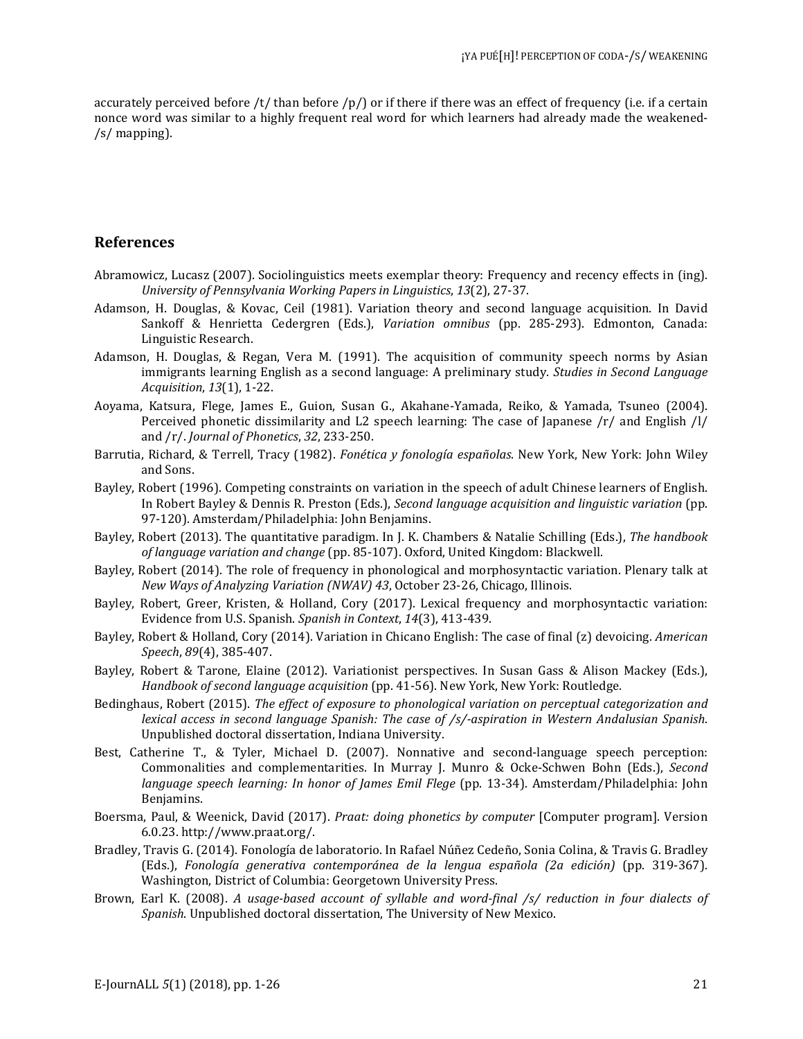accurately perceived before /t/ than before /p/) or if there if there was an effect of frequency (i.e. if a certain nonce word was similar to a highly frequent real word for which learners had already made the weakened-/s/ mapping).

## References

Abramowicz, Lucasz (2007). Sociolinguistics meets exemplar theory: Frequency and recency effects in (ing). *University of Pennsylvania Working Papers in Linguistics*, *13*(2), 27-37.

Adamson, H. Douglas, & Kovac, Ceil (1981). Variation theory and second language acquisition. In David Sankoff & Henrietta Cedergren (Eds.), *Variation omnibus* (pp. 285-293). Edmonton, Canada: Linguistic Research.

Adamson, H. Douglas, & Regan, Vera M. (1991). The acquisition of community speech norms by Asian immigrants learning English as a second language: A preliminary study. *Studies in Second Language Acquisition*, *13*(1), 1-22.

Aoyama, Katsura, Flege, James E., Guion, Susan G., Akahane-Yamada, Reiko, & Yamada, Tsuneo (2004). Perceived phonetic dissimilarity and L2 speech learning: The case of Japanese /r/ and English /l/ and /r/. *Journal of Phonetics*, *32*, 233-250.

Barrutia, Richard, & Terrell, Tracy (1982). *Fonética y fonología españolas*. New York, New York: John Wiley and Sons.

Bayley, Robert (1996). Competing constraints on variation in the speech of adult Chinese learners of English. In Robert Bayley & Dennis R. Preston (Eds.), *Second language acquisition and linguistic variation* (pp. 97-120). Amsterdam/Philadelphia: John Benjamins.

Bayley, Robert (2013). The quantitative paradigm. In J. K. Chambers & Natalie Schilling (Eds.), *The handbook of language variation and change* (pp. 85-107). Oxford, United Kingdom: Blackwell.

Bayley, Robert (2014). The role of frequency in phonological and morphosyntactic variation. Plenary talk at *New Ways of Analyzing Variation (NWAV) 43*, October 23-26, Chicago, Illinois.

Bayley, Robert, Greer, Kristen, & Holland, Cory (2017). Lexical frequency and morphosyntactic variation: Evidence from U.S. Spanish. *Spanish in Context*, *14*(3), 413-439.

Bayley, Robert & Holland, Cory (2014). Variation in Chicano English: The case of final (z) devoicing. *American Speech*, *89*(4), 385-407.

Bayley, Robert & Tarone, Elaine (2012). Variationist perspectives. In Susan Gass & Alison Mackey (Eds.), *Handbook of second language acquisition* (pp. 41-56). New York, New York: Routledge.

Bedinghaus, Robert (2015). *The effect of exposure to phonological variation on perceptual categorization and lexical access in second language Spanish: The case of /s/-aspiration in Western Andalusian Spanish*. Unpublished doctoral dissertation, Indiana University.

Best, Catherine T., & Tyler, Michael D. (2007). Nonnative and second-language speech perception: Commonalities and complementarities. In Murray J. Munro & Ocke-Schwen Bohn (Eds.), *Second language speech learning: In honor of James Emil Flege* (pp. 13-34). Amsterdam/Philadelphia: John Benjamins.

Boersma, Paul, & Weenick, David (2017). *Praat: doing phonetics by computer* [Computer program]. Version 6.0.23. http://www.praat.org/.

Bradley, Travis G. (2014). Fonología de laboratorio. In Rafael Núñez Cedeño, Sonia Colina, & Travis G. Bradley (Eds.), *Fonología generativa contemporánea de la lengua española (2a edición)* (pp. 319-367). Washington, District of Columbia: Georgetown University Press.

Brown, Earl K. (2008). *A usage-based account of syllable and word-final /s/ reduction in four dialects of Spanish*. Unpublished doctoral dissertation, The University of New Mexico.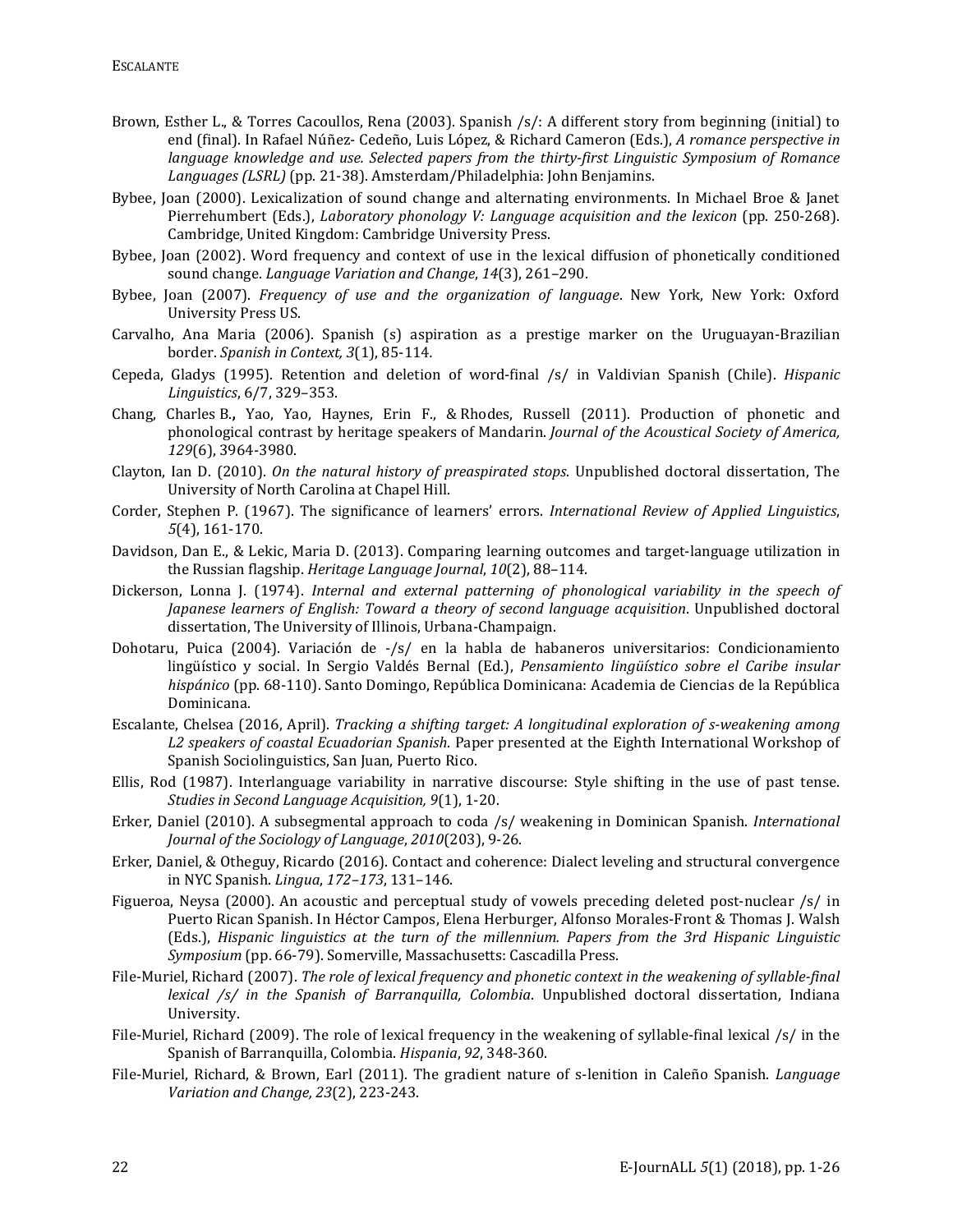Brown, Esther L., & Torres Cacoullos, Rena (2003). Spanish /s/: A different story from beginning (initial) to end (final). In Rafael Núñez- Cedeño, Luis López, & Richard Cameron (Eds.), *A romance perspective in language knowledge and use. Selected papers from the thirty-first Linguistic Symposium of Romance Languages (LSRL)* (pp. 21-38). Amsterdam/Philadelphia: John Benjamins.

Bybee, Joan (2000). Lexicalization of sound change and alternating environments. In Michael Broe & Janet Pierrehumbert (Eds.), *Laboratory phonology V: Language acquisition and the lexicon* (pp. 250-268). Cambridge, United Kingdom: Cambridge University Press.

Bybee, Joan (2002). Word frequency and context of use in the lexical diffusion of phonetically conditioned sound change. *Language Variation and Change*, *14*(3), 261–290.

Bybee, Joan (2007). *Frequency of use and the organization of language*. New York, New York: Oxford University Press US.

Carvalho, Ana Maria (2006). Spanish (s) aspiration as a prestige marker on the Uruguayan-Brazilian border. *Spanish in Context, 3*(1), 85-114*.*

Cepeda, Gladys (1995). Retention and deletion of word-final /s/ in Valdivian Spanish (Chile). *Hispanic Linguistics*, 6/7, 329–353.

Chang, Charles B.**,** Yao, Yao, Haynes, Erin F., & Rhodes, Russell (2011). Production of phonetic and phonological contrast by heritage speakers of Mandarin. *Journal of the Acoustical Society of America, 129*(6), 3964-3980.

Clayton, Ian D. (2010). *On the natural history of preaspirated stops*. Unpublished doctoral dissertation, The University of North Carolina at Chapel Hill.

Corder, Stephen P. (1967). The significance of learners' errors. *International Review of Applied Linguistics*, *5*(4), 161-170.

Davidson, Dan E., & Lekic, Maria D. (2013). Comparing learning outcomes and target-language utilization in the Russian flagship. *Heritage Language Journal*, *10*(2), 88–114.

Dickerson, Lonna J. (1974). *Internal and external patterning of phonological variability in the speech of Japanese learners of English: Toward a theory of second language acquisition*. Unpublished doctoral dissertation, The University of Illinois, Urbana-Champaign.

Dohotaru, Puica (2004). Variación de -/s/ en la habla de habaneros universitarios: Condicionamiento lingüístico y social. In Sergio Valdés Bernal (Ed.), *Pensamiento lingüístico sobre el Caribe insular hispánico* (pp. 68-110). Santo Domingo, República Dominicana: Academia de Ciencias de la República Dominicana.

Escalante, Chelsea (2016, April). *Tracking a shifting target: A longitudinal exploration of s-weakening among L2 speakers of coastal Ecuadorian Spanish.* Paper presented at the Eighth International Workshop of Spanish Sociolinguistics, San Juan, Puerto Rico.

Ellis, Rod (1987). Interlanguage variability in narrative discourse: Style shifting in the use of past tense. *Studies in Second Language Acquisition, 9*(1), 1-20.

Erker, Daniel (2010). A subsegmental approach to coda /s/ weakening in Dominican Spanish. *International Journal of the Sociology of Language*, *2010*(203), 9-26.

Erker, Daniel, & Otheguy, Ricardo (2016). Contact and coherence: Dialect leveling and structural convergence in NYC Spanish. *Lingua*, *172–173*, 131–146.

Figueroa, Neysa (2000). An acoustic and perceptual study of vowels preceding deleted post-nuclear /s/ in Puerto Rican Spanish. In Héctor Campos, Elena Herburger, Alfonso Morales-Front & Thomas J. Walsh (Eds.), *Hispanic linguistics at the turn of the millennium. Papers from the 3rd Hispanic Linguistic Symposium* (pp. 66-79). Somerville, Massachusetts: Cascadilla Press.

File-Muriel, Richard (2007). *The role of lexical frequency and phonetic context in the weakening of syllable-final lexical /s/ in the Spanish of Barranquilla, Colombia*. Unpublished doctoral dissertation, Indiana University.

File-Muriel, Richard (2009). The role of lexical frequency in the weakening of syllable-final lexical /s/ in the Spanish of Barranquilla, Colombia. *Hispania*, *92*, 348-360.

File-Muriel, Richard, & Brown, Earl (2011). The gradient nature of s-lenition in Caleño Spanish. *Language Variation and Change, 23*(2), 223-243.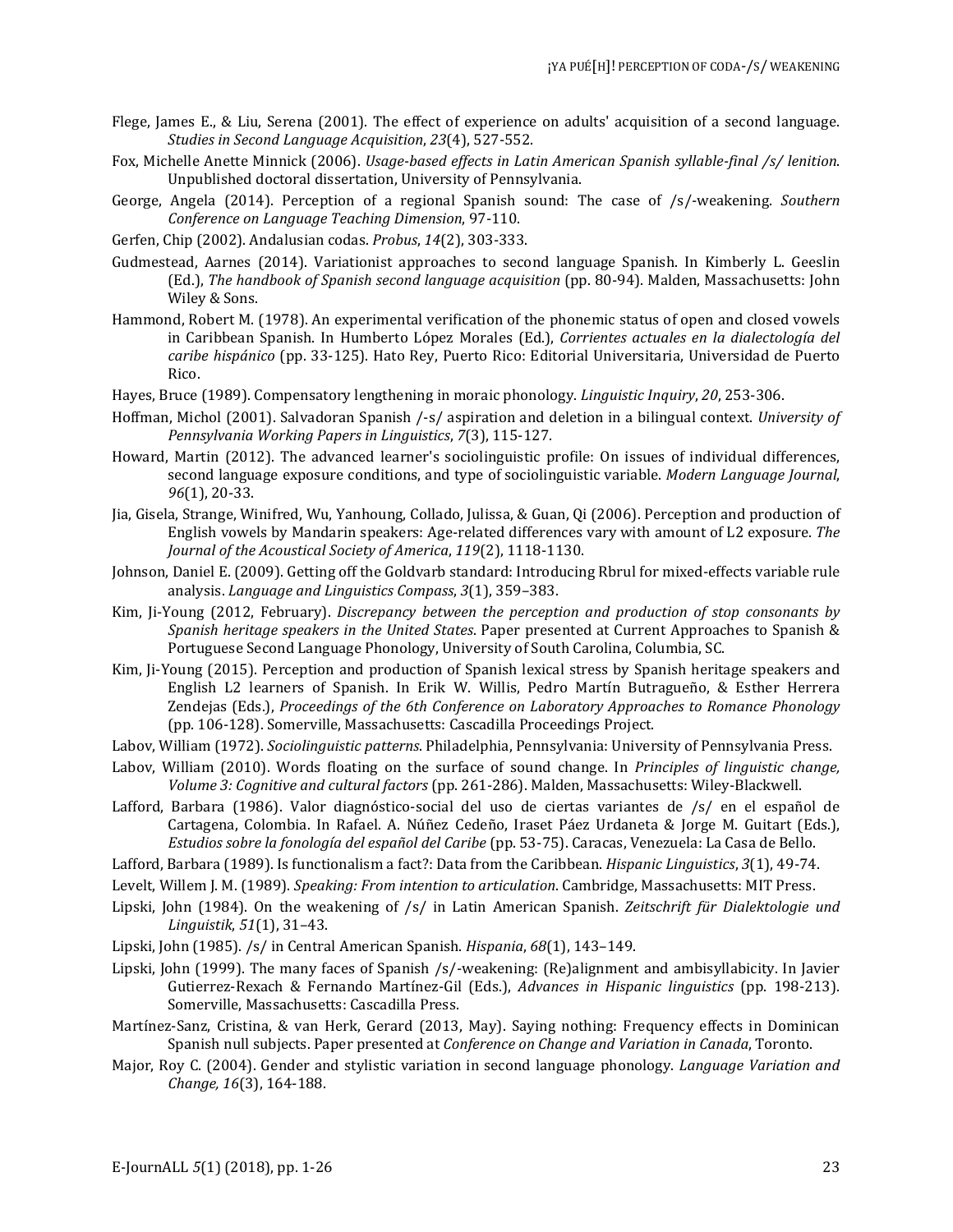Flege, James E., & Liu, Serena (2001). The effect of experience on adults' acquisition of a second language. *Studies in Second Language Acquisition*, *23*(4), 527-552.

Fox, Michelle Anette Minnick (2006). *Usage-based effects in Latin American Spanish syllable-final /s/ lenition*. Unpublished doctoral dissertation, University of Pennsylvania.

George, Angela (2014). Perception of a regional Spanish sound: The case of /s/-weakening. *Southern Conference on Language Teaching Dimension*, 97-110.

Gerfen, Chip (2002). Andalusian codas. *Probus*, *14*(2), 303-333.

Gudmestead, Aarnes (2014). Variationist approaches to second language Spanish. In Kimberly L. Geeslin (Ed.), *The handbook of Spanish second language acquisition* (pp. 80-94). Malden, Massachusetts: John Wiley & Sons.

Hammond, Robert M. (1978). An experimental verification of the phonemic status of open and closed vowels in Caribbean Spanish. In Humberto López Morales (Ed.), *Corrientes actuales en la dialectología del caribe hispánico* (pp. 33-125). Hato Rey, Puerto Rico: Editorial Universitaria, Universidad de Puerto Rico.

Hayes, Bruce (1989). Compensatory lengthening in moraic phonology. *Linguistic Inquiry*, *20*, 253-306.

Hoffman, Michol (2001). Salvadoran Spanish /-s/ aspiration and deletion in a bilingual context. *University of Pennsylvania Working Papers in Linguistics*, *7*(3), 115-127.

Howard, Martin (2012). The advanced learner's sociolinguistic profile: On issues of individual differences, second language exposure conditions, and type of sociolinguistic variable. *Modern Language Journal*, *96*(1), 20-33.

Jia, Gisela, Strange, Winifred, Wu, Yanhoung, Collado, Julissa, & Guan, Qi (2006). Perception and production of English vowels by Mandarin speakers: Age-related differences vary with amount of L2 exposure. *The Journal of the Acoustical Society of America*, *119*(2), 1118-1130.

Johnson, Daniel E. (2009). Getting off the Goldvarb standard: Introducing Rbrul for mixed-effects variable rule analysis. *Language and Linguistics Compass*, *3*(1), 359–383.

Kim, Ji-Young (2012, February). *Discrepancy between the perception and production of stop consonants by Spanish heritage speakers in the United States*. Paper presented at Current Approaches to Spanish & Portuguese Second Language Phonology, University of South Carolina, Columbia, SC.

Kim, Ji-Young (2015). Perception and production of Spanish lexical stress by Spanish heritage speakers and English L2 learners of Spanish. In Erik W. Willis, Pedro Martín Butragueño, & Esther Herrera Zendejas (Eds.), *Proceedings of the 6th Conference on Laboratory Approaches to Romance Phonology* (pp. 106-128). Somerville, Massachusetts: Cascadilla Proceedings Project.

Labov, William (1972). *Sociolinguistic patterns*. Philadelphia, Pennsylvania: University of Pennsylvania Press.

Labov, William (2010). Words floating on the surface of sound change. In *Principles of linguistic change, Volume 3: Cognitive and cultural factors* (pp. 261-286). Malden, Massachusetts: Wiley-Blackwell.

Lafford, Barbara (1986). Valor diagnóstico-social del uso de ciertas variantes de /s/ en el español de Cartagena, Colombia. In Rafael. A. Núñez Cedeño, Iraset Páez Urdaneta & Jorge M. Guitart (Eds.), *Estudios sobre la fonología del español del Caribe* (pp. 53-75). Caracas, Venezuela: La Casa de Bello.

Lafford, Barbara (1989). Is functionalism a fact?: Data from the Caribbean. *Hispanic Linguistics*, *3*(1), 49-74.

Levelt, Willem J. M. (1989). *Speaking: From intention to articulation*. Cambridge, Massachusetts: MIT Press.

Lipski, John (1984). On the weakening of /s/ in Latin American Spanish. *Zeitschrift für Dialektologie und Linguistik*, *51*(1), 31–43.

Lipski, John (1985). /s/ in Central American Spanish. *Hispania*, *68*(1), 143–149.

Lipski, John (1999). The many faces of Spanish /s/-weakening: (Re)alignment and ambisyllabicity. In Javier Gutierrez-Rexach & Fernando Martínez-Gil (Eds.), *Advances in Hispanic linguistics* (pp. 198-213). Somerville, Massachusetts: Cascadilla Press.

Martínez-Sanz, Cristina, & van Herk, Gerard (2013, May). Saying nothing: Frequency effects in Dominican Spanish null subjects. Paper presented at *Conference on Change and Variation in Canada*, Toronto.

Major, Roy C. (2004). Gender and stylistic variation in second language phonology. *Language Variation and Change, 16*(3), 164-188.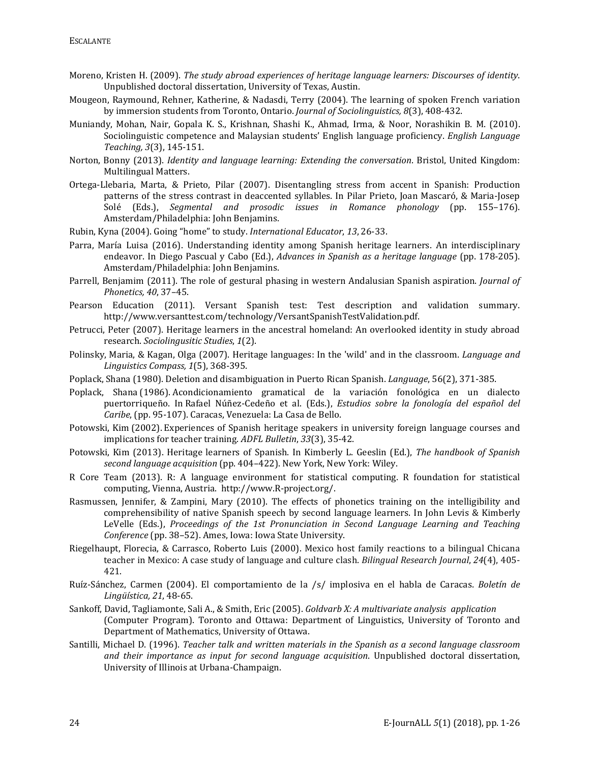Moreno, Kristen H. (2009). *The study abroad experiences of heritage language learners: Discourses of identity*. Unpublished doctoral dissertation, University of Texas, Austin.

Mougeon, Raymound, Rehner, Katherine, & Nadasdi, Terry (2004). The learning of spoken French variation by immersion students from Toronto, Ontario. *Journal of Sociolinguistics, 8*(3), 408-432.

Muniandy, Mohan, Nair, Gopala K. S., Krishnan, Shashi K., Ahmad, Irma, & Noor, Norashikin B. M. (2010). Sociolinguistic competence and Malaysian students' English language proficiency. *English Language Teaching, 3*(3), 145-151.

Norton, Bonny (2013). *Identity and language learning: Extending the conversation*. Bristol, United Kingdom: Multilingual Matters.

Ortega-Llebaria, Marta, & Prieto, Pilar (2007). Disentangling stress from accent in Spanish: Production patterns of the stress contrast in deaccented syllables. In Pilar Prieto, Joan Mascaró, & Maria-Josep Solé (Eds.), *Segmental and prosodic issues in Romance phonology* (pp. 155–176). Amsterdam/Philadelphia: John Benjamins.

Rubin, Kyna (2004). Going "home" to study. *International Educator*, *13*, 26-33.

Parra, María Luisa (2016). Understanding identity among Spanish heritage learners. An interdisciplinary endeavor. In Diego Pascual y Cabo (Ed.), *Advances in Spanish as a heritage language* (pp. 178-205). Amsterdam/Philadelphia: John Benjamins.

Parrell, Benjamim (2011). The role of gestural phasing in western Andalusian Spanish aspiration. *Journal of Phonetics, 40*, 37–45.

Pearson Education (2011). Versant Spanish test: Test description and validation summary. http://www.versanttest.com/technology/VersantSpanishTestValidation.pdf.

Petrucci, Peter (2007). Heritage learners in the ancestral homeland: An overlooked identity in study abroad research. *Sociolingusitic Studies*, *1*(2).

Polinsky, Maria, & Kagan, Olga (2007). Heritage languages: In the 'wild' and in the classroom. *Language and Linguistics Compass, 1*(5), 368-395.

Poplack, Shana (1980). Deletion and disambiguation in Puerto Rican Spanish. *Language*, 56(2), 371-385.

Poplack, Shana (1986). Acondicionamiento gramatical de la variación fonológica en un dialecto puertorriqueño. In Rafael Núñez-Cedeño et al. (Eds.), *Estudios sobre la fonología del español del Caribe*, (pp. 95-107). Caracas, Venezuela: La Casa de Bello.

Potowski, Kim (2002). Experiences of Spanish heritage speakers in university foreign language courses and implications for teacher training. *ADFL Bulletin*, *33*(3), 35-42.

Potowski, Kim (2013). Heritage learners of Spanish. In Kimberly L. Geeslin (Ed.), *The handbook of Spanish second language acquisition* (pp. 404–422). New York, New York: Wiley.

R Core Team (2013). R: A language environment for statistical computing. R foundation for statistical computing, Vienna, Austria. http://www.R-project.org/.

Rasmussen, Jennifer, & Zampini, Mary (2010). The effects of phonetics training on the intelligibility and comprehensibility of native Spanish speech by second language learners. In John Levis & Kimberly LeVelle (Eds.), *Proceedings of the 1st Pronunciation in Second Language Learning and Teaching Conference* (pp. 38–52). Ames, Iowa: Iowa State University.

Riegelhaupt, Florecia, & Carrasco, Roberto Luis (2000). Mexico host family reactions to a bilingual Chicana teacher in Mexico: A case study of language and culture clash. *Bilingual Research Journal*, *24*(4), 405-421.

Ruíz-Sánchez, Carmen (2004). El comportamiento de la /s/ implosiva en el habla de Caracas. *Boletín de Lingüística, 21*, 48-65.

Sankoff, David, Tagliamonte, Sali A., & Smith, Eric (2005). *Goldvarb X: A multivariate analysis application* (Computer Program). Toronto and Ottawa: Department of Linguistics, University of Toronto and Department of Mathematics, University of Ottawa.

Santilli, Michael D. (1996). *Teacher talk and written materials in the Spanish as a second language classroom and their importance as input for second language acquisition*. Unpublished doctoral dissertation, University of Illinois at Urbana-Champaign.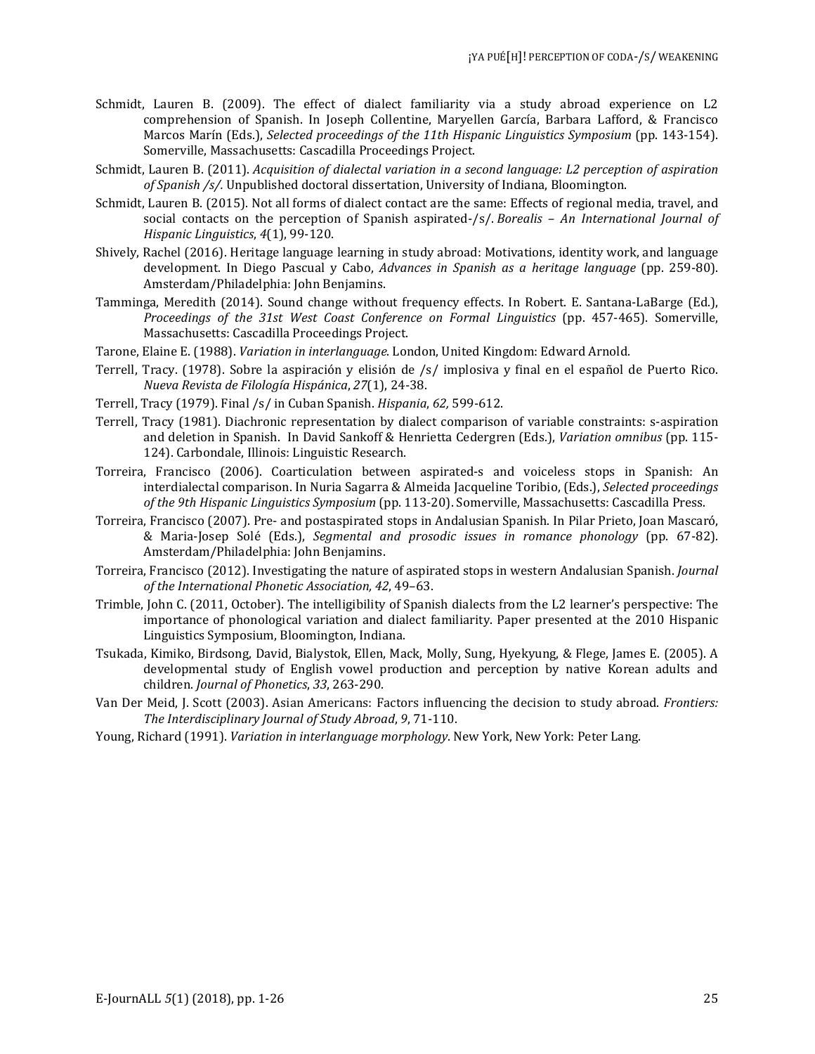Schmidt, Lauren B. (2009). The effect of dialect familiarity via a study abroad experience on L2 comprehension of Spanish. In Joseph Collentine, Maryellen García, Barbara Lafford, & Francisco Marcos Marín (Eds.), *Selected proceedings of the 11th Hispanic Linguistics Symposium* (pp. 143-154). Somerville, Massachusetts: Cascadilla Proceedings Project.

Schmidt, Lauren B. (2011). *Acquisition of dialectal variation in a second language: L2 perception of aspiration of Spanish /s/.* Unpublished doctoral dissertation, University of Indiana, Bloomington.

Schmidt, Lauren B. (2015). Not all forms of dialect contact are the same: Effects of regional media, travel, and social contacts on the perception of Spanish aspirated-/s/. *Borealis – An International Journal of Hispanic Linguistics*, *4*(1), 99-120.

Shively, Rachel (2016). Heritage language learning in study abroad: Motivations, identity work, and language development. In Diego Pascual y Cabo, *Advances in Spanish as a heritage language* (pp. 259-80). Amsterdam/Philadelphia: John Benjamins.

Tamminga, Meredith (2014). Sound change without frequency effects. In Robert. E. Santana-LaBarge (Ed.), *Proceedings of the 31st West Coast Conference on Formal Linguistics* (pp. 457-465). Somerville, Massachusetts: Cascadilla Proceedings Project.

Tarone, Elaine E. (1988). *Variation in interlanguage*. London, United Kingdom: Edward Arnold.

Terrell, Tracy. (1978). Sobre la aspiración y elisión de /s/ implosiva y final en el español de Puerto Rico. *Nueva Revista de Filología Hispánica*, *27*(1), 24-38.

Terrell, Tracy (1979). Final /s/ in Cuban Spanish. *Hispania*, *62,* 599-612.

Terrell, Tracy (1981). Diachronic representation by dialect comparison of variable constraints: s-aspiration and deletion in Spanish. In David Sankoff & Henrietta Cedergren (Eds.), *Variation omnibus* (pp. 115-124). Carbondale, Illinois: Linguistic Research.

Torreira, Francisco (2006). Coarticulation between aspirated-s and voiceless stops in Spanish: An interdialectal comparison. In Nuria Sagarra & Almeida Jacqueline Toribio, (Eds.), *Selected proceedings of the 9th Hispanic Linguistics Symposium* (pp. 113-20). Somerville, Massachusetts: Cascadilla Press.

Torreira, Francisco (2007). Pre- and postaspirated stops in Andalusian Spanish. In Pilar Prieto, Joan Mascaró, & Maria-Josep Solé (Eds.), *Segmental and prosodic issues in romance phonology* (pp. 67-82). Amsterdam/Philadelphia: John Benjamins.

Torreira, Francisco (2012). Investigating the nature of aspirated stops in western Andalusian Spanish. *Journal of the International Phonetic Association, 42*, 49–63.

Trimble, John C. (2011, October). The intelligibility of Spanish dialects from the L2 learner's perspective: The importance of phonological variation and dialect familiarity. Paper presented at the 2010 Hispanic Linguistics Symposium, Bloomington, Indiana.

Tsukada, Kimiko, Birdsong, David, Bialystok, Ellen, Mack, Molly, Sung, Hyekyung, & Flege, James E. (2005). A developmental study of English vowel production and perception by native Korean adults and children. *Journal of Phonetics*, *33*, 263-290.

Van Der Meid, J. Scott (2003). Asian Americans: Factors influencing the decision to study abroad. *Frontiers: The Interdisciplinary Journal of Study Abroad*, *9*, 71-110.

Young, Richard (1991). *Variation in interlanguage morphology*. New York, New York: Peter Lang.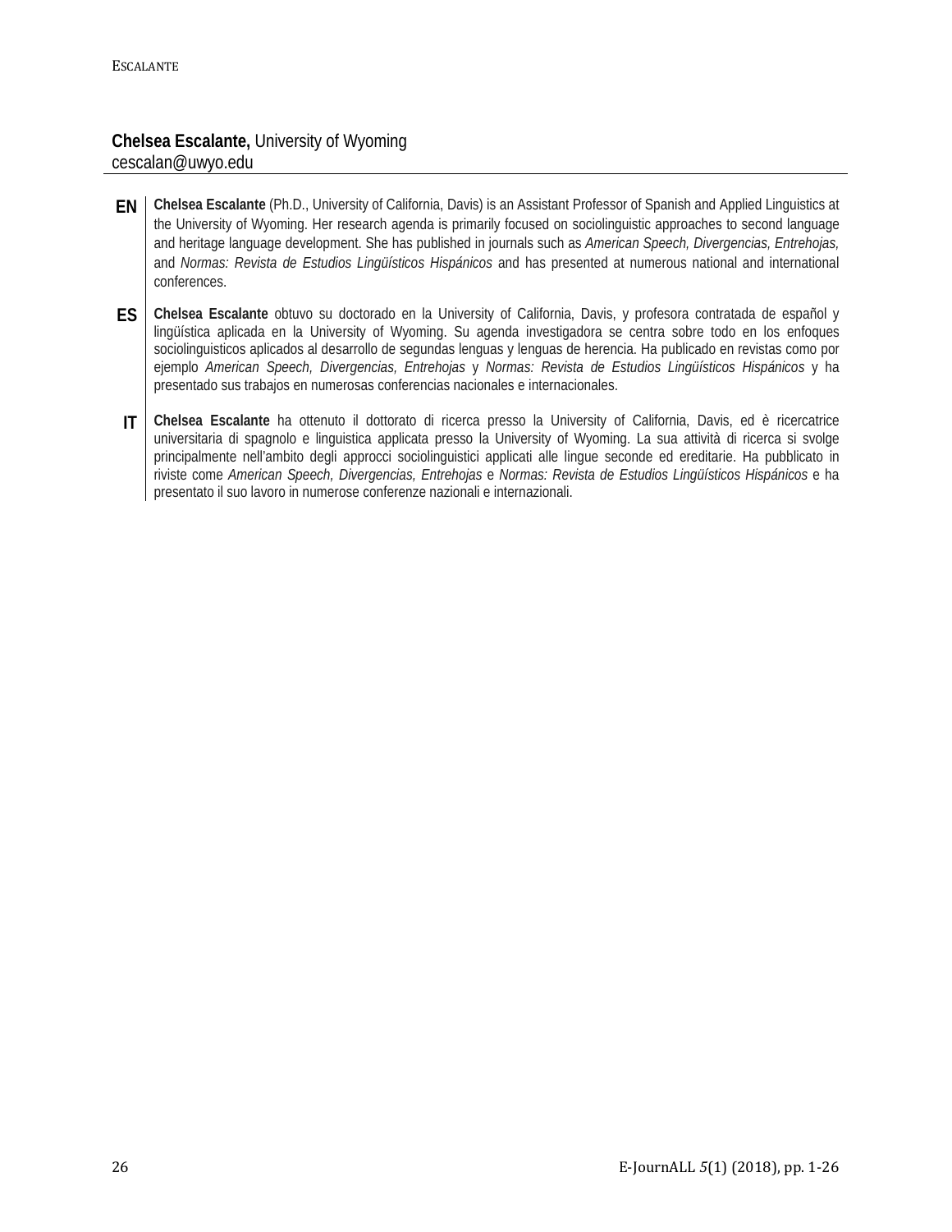**Chelsea Escalante,** University of Wyoming
cescalan@uwyo.edu

---

**EN** | **Chelsea Escalante** (Ph.D., University of California, Davis) is an Assistant Professor of Spanish and Applied Linguistics at the University of Wyoming. Her research agenda is primarily focused on sociolinguistic approaches to second language and heritage language development. She has published in journals such as *American Speech, Divergencias, Entrehojas,* and *Normas: Revista de Estudios Lingüísticos Hispánicos* and has presented at numerous national and international conferences.

**ES** | **Chelsea Escalante** obtuvo su doctorado en la University of California, Davis, y profesora contratada de español y lingüística aplicada en la University of Wyoming. Su agenda investigadora se centra sobre todo en los enfoques sociolinguisticos aplicados al desarrollo de segundas lenguas y lenguas de herencia. Ha publicado en revistas como por ejemplo *American Speech, Divergencias, Entrehojas* y *Normas: Revista de Estudios Lingüísticos Hispánicos* y ha presentado sus trabajos en numerosas conferencias nacionales e internacionales.

**IT** | **Chelsea Escalante** ha ottenuto il dottorato di ricerca presso la University of California, Davis, ed è ricercatrice universitaria di spagnolo e linguistica applicata presso la University of Wyoming. La sua attività di ricerca si svolge principalmente nell'ambito degli approcci sociolinguistici applicati alle lingue seconde ed ereditarie. Ha pubblicato in riviste come *American Speech, Divergencias, Entrehojas* e *Normas: Revista de Estudios Lingüísticos Hispánicos* e ha presentato il suo lavoro in numerose conferenze nazionali e internazionali.